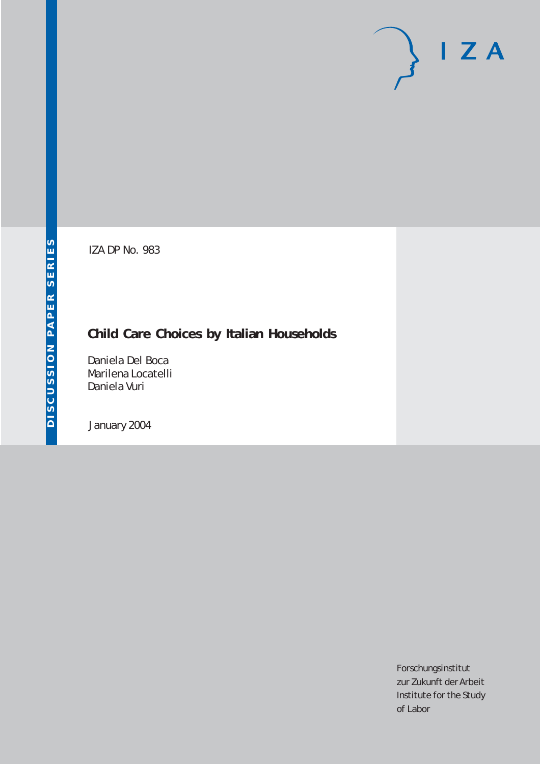DISCUSSION PAPER SERIES

IZA

IZA DP No. 983

# Child Care Choices by Italian Households

Daniela Del Boca
Marilena Locatelli
Daniela Vuri

January 2004

Forschungsinstitut
zur Zukunft der Arbeit
Institute for the Study
of Labor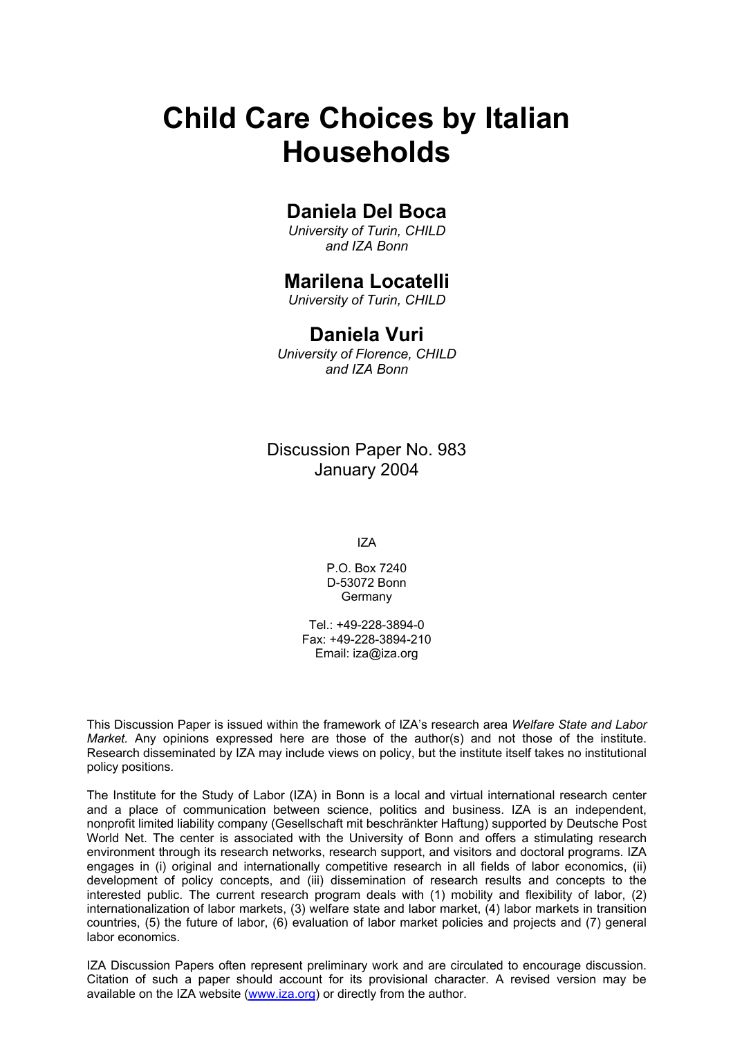# Child Care Choices by Italian Households

## Daniela Del Boca

*University of Turin, CHILD and IZA Bonn*

## Marilena Locatelli

*University of Turin, CHILD*

## Daniela Vuri

*University of Florence, CHILD and IZA Bonn*

Discussion Paper No. 983
January 2004

IZA

P.O. Box 7240
D-53072 Bonn
Germany

Tel.: +49-228-3894-0
Fax: +49-228-3894-210
Email: iza@iza.org

This Discussion Paper is issued within the framework of IZA's research area *Welfare State and Labor Market.* Any opinions expressed here are those of the author(s) and not those of the institute. Research disseminated by IZA may include views on policy, but the institute itself takes no institutional policy positions.

The Institute for the Study of Labor (IZA) in Bonn is a local and virtual international research center and a place of communication between science, politics and business. IZA is an independent, nonprofit limited liability company (Gesellschaft mit beschränkter Haftung) supported by Deutsche Post World Net. The center is associated with the University of Bonn and offers a stimulating research environment through its research networks, research support, and visitors and doctoral programs. IZA engages in (i) original and internationally competitive research in all fields of labor economics, (ii) development of policy concepts, and (iii) dissemination of research results and concepts to the interested public. The current research program deals with (1) mobility and flexibility of labor, (2) internationalization of labor markets, (3) welfare state and labor market, (4) labor markets in transition countries, (5) the future of labor, (6) evaluation of labor market policies and projects and (7) general labor economics.

IZA Discussion Papers often represent preliminary work and are circulated to encourage discussion. Citation of such a paper should account for its provisional character. A revised version may be available on the IZA website (www.iza.org) or directly from the author.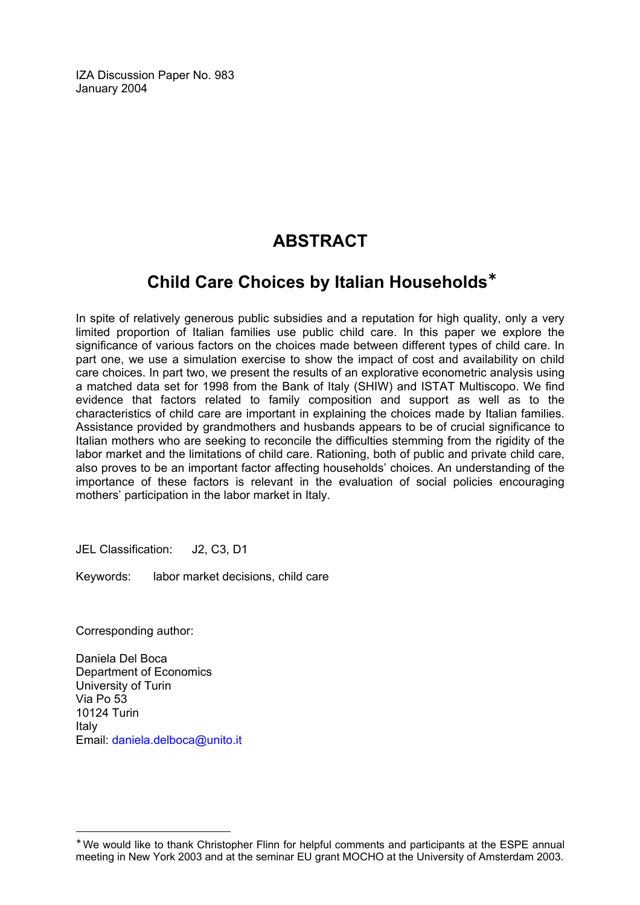IZA Discussion Paper No. 983
January 2004

# ABSTRACT

## Child Care Choices by Italian Households*

In spite of relatively generous public subsidies and a reputation for high quality, only a very limited proportion of Italian families use public child care. In this paper we explore the significance of various factors on the choices made between different types of child care. In part one, we use a simulation exercise to show the impact of cost and availability on child care choices. In part two, we present the results of an explorative econometric analysis using a matched data set for 1998 from the Bank of Italy (SHIW) and ISTAT Multiscopo. We find evidence that factors related to family composition and support as well as to the characteristics of child care are important in explaining the choices made by Italian families. Assistance provided by grandmothers and husbands appears to be of crucial significance to Italian mothers who are seeking to reconcile the difficulties stemming from the rigidity of the labor market and the limitations of child care. Rationing, both of public and private child care, also proves to be an important factor affecting households' choices. An understanding of the importance of these factors is relevant in the evaluation of social policies encouraging mothers' participation in the labor market in Italy.

JEL Classification: J2, C3, D1

Keywords: labor market decisions, child care

Corresponding author:

Daniela Del Boca
Department of Economics
University of Turin
Via Po 53
10124 Turin
Italy
Email: daniela.delboca@unito.it

---

* We would like to thank Christopher Flinn for helpful comments and participants at the ESPE annual meeting in New York 2003 and at the seminar EU grant MOCHO at the University of Amsterdam 2003.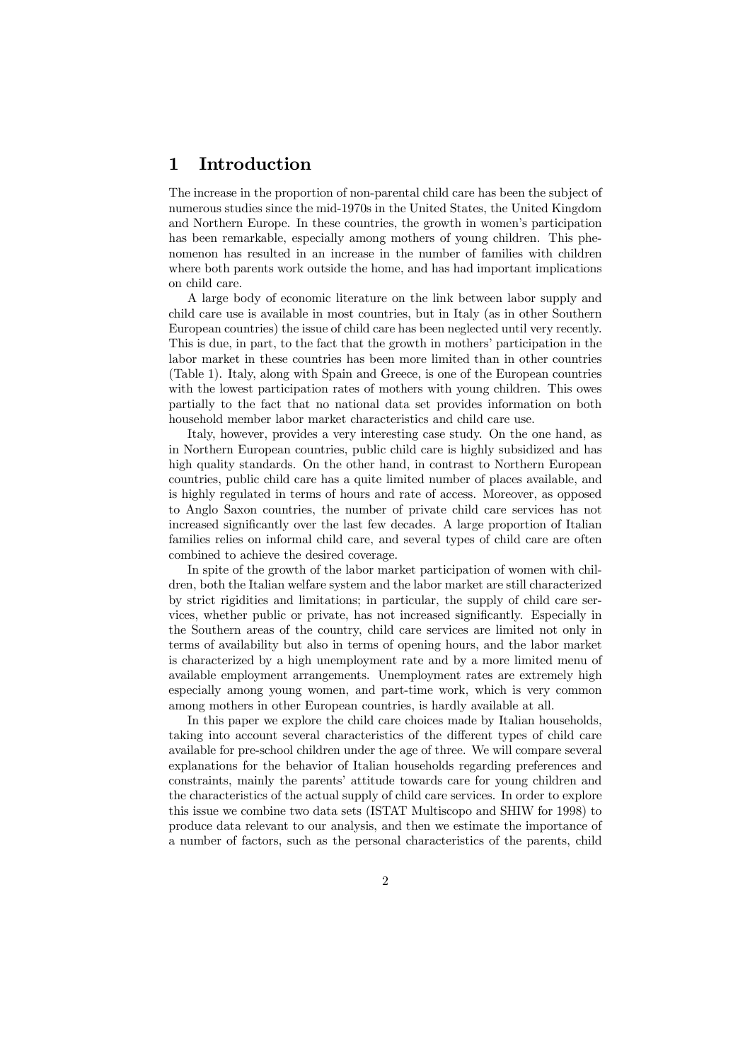# 1 Introduction

The increase in the proportion of non-parental child care has been the subject of numerous studies since the mid-1970s in the United States, the United Kingdom and Northern Europe. In these countries, the growth in women's participation has been remarkable, especially among mothers of young children. This phenomenon has resulted in an increase in the number of families with children where both parents work outside the home, and has had important implications on child care.

A large body of economic literature on the link between labor supply and child care use is available in most countries, but in Italy (as in other Southern European countries) the issue of child care has been neglected until very recently. This is due, in part, to the fact that the growth in mothers' participation in the labor market in these countries has been more limited than in other countries (Table 1). Italy, along with Spain and Greece, is one of the European countries with the lowest participation rates of mothers with young children. This owes partially to the fact that no national data set provides information on both household member labor market characteristics and child care use.

Italy, however, provides a very interesting case study. On the one hand, as in Northern European countries, public child care is highly subsidized and has high quality standards. On the other hand, in contrast to Northern European countries, public child care has a quite limited number of places available, and is highly regulated in terms of hours and rate of access. Moreover, as opposed to Anglo Saxon countries, the number of private child care services has not increased significantly over the last few decades. A large proportion of Italian families relies on informal child care, and several types of child care are often combined to achieve the desired coverage.

In spite of the growth of the labor market participation of women with children, both the Italian welfare system and the labor market are still characterized by strict rigidities and limitations; in particular, the supply of child care services, whether public or private, has not increased significantly. Especially in the Southern areas of the country, child care services are limited not only in terms of availability but also in terms of opening hours, and the labor market is characterized by a high unemployment rate and by a more limited menu of available employment arrangements. Unemployment rates are extremely high especially among young women, and part-time work, which is very common among mothers in other European countries, is hardly available at all.

In this paper we explore the child care choices made by Italian households, taking into account several characteristics of the different types of child care available for pre-school children under the age of three. We will compare several explanations for the behavior of Italian households regarding preferences and constraints, mainly the parents' attitude towards care for young children and the characteristics of the actual supply of child care services. In order to explore this issue we combine two data sets (ISTAT Multiscopo and SHIW for 1998) to produce data relevant to our analysis, and then we estimate the importance of a number of factors, such as the personal characteristics of the parents, child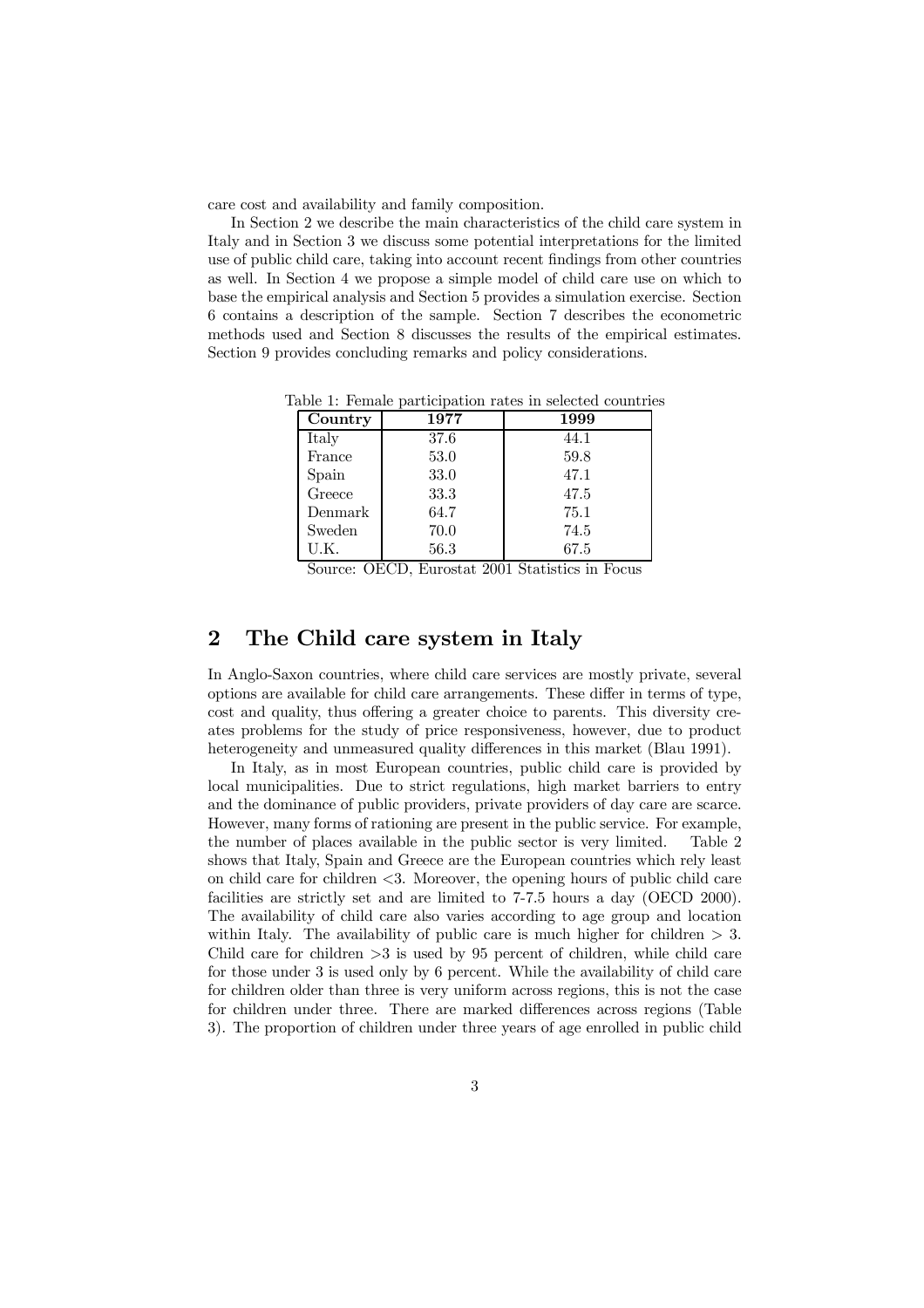care cost and availability and family composition.

In Section 2 we describe the main characteristics of the child care system in Italy and in Section 3 we discuss some potential interpretations for the limited use of public child care, taking into account recent findings from other countries as well. In Section 4 we propose a simple model of child care use on which to base the empirical analysis and Section 5 provides a simulation exercise. Section 6 contains a description of the sample. Section 7 describes the econometric methods used and Section 8 discusses the results of the empirical estimates. Section 9 provides concluding remarks and policy considerations.

Table 1: Female participation rates in selected countries

| Country | 1977 | 1999 |
|---|---|---|
| Italy | 37.6 | 44.1 |
| France | 53.0 | 59.8 |
| Spain | 33.0 | 47.1 |
| Greece | 33.3 | 47.5 |
| Denmark | 64.7 | 75.1 |
| Sweden | 70.0 | 74.5 |
| U.K. | 56.3 | 67.5 |

Source: OECD, Eurostat 2001 Statistics in Focus

## 2 The Child care system in Italy

In Anglo-Saxon countries, where child care services are mostly private, several options are available for child care arrangements. These differ in terms of type, cost and quality, thus offering a greater choice to parents. This diversity creates problems for the study of price responsiveness, however, due to product heterogeneity and unmeasured quality differences in this market (Blau 1991).

In Italy, as in most European countries, public child care is provided by local municipalities. Due to strict regulations, high market barriers to entry and the dominance of public providers, private providers of day care are scarce. However, many forms of rationing are present in the public service. For example, the number of places available in the public sector is very limited. Table 2 shows that Italy, Spain and Greece are the European countries which rely least on child care for children <3. Moreover, the opening hours of public child care facilities are strictly set and are limited to 7-7.5 hours a day (OECD 2000). The availability of child care also varies according to age group and location within Italy. The availability of public care is much higher for children > 3. Child care for children >3 is used by 95 percent of children, while child care for those under 3 is used only by 6 percent. While the availability of child care for children older than three is very uniform across regions, this is not the case for children under three. There are marked differences across regions (Table 3). The proportion of children under three years of age enrolled in public child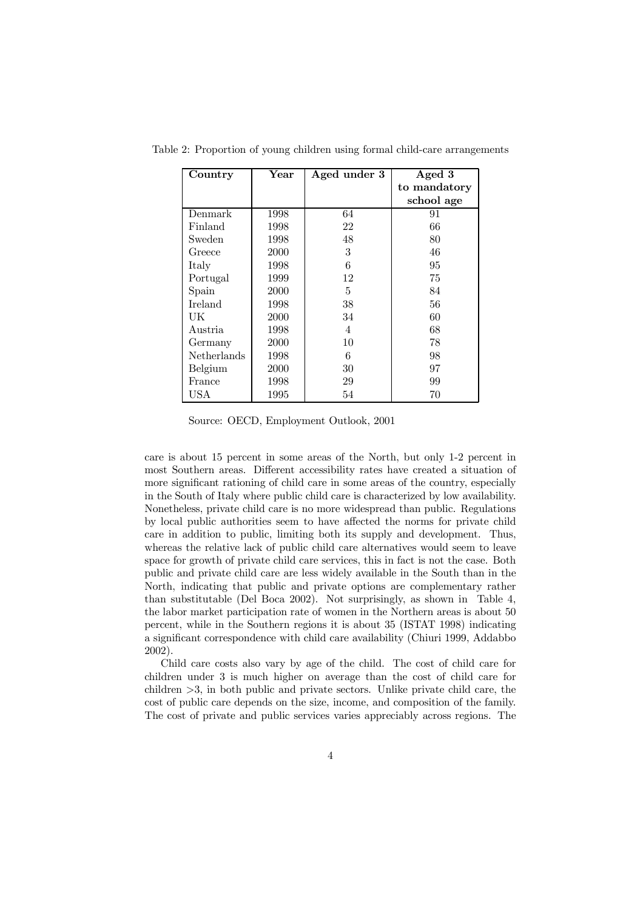Table 2: Proportion of young children using formal child-care arrangements

| Country | Year | Aged under 3 | Aged 3 to mandatory school age |
|---|---|---|---|
| Denmark | 1998 | 64 | 91 |
| Finland | 1998 | 22 | 66 |
| Sweden | 1998 | 48 | 80 |
| Greece | 2000 | 3 | 46 |
| Italy | 1998 | 6 | 95 |
| Portugal | 1999 | 12 | 75 |
| Spain | 2000 | 5 | 84 |
| Ireland | 1998 | 38 | 56 |
| UK | 2000 | 34 | 60 |
| Austria | 1998 | 4 | 68 |
| Germany | 2000 | 10 | 78 |
| Netherlands | 1998 | 6 | 98 |
| Belgium | 2000 | 30 | 97 |
| France | 1998 | 29 | 99 |
| USA | 1995 | 54 | 70 |

Source: OECD, Employment Outlook, 2001

care is about 15 percent in some areas of the North, but only 1-2 percent in most Southern areas. Different accessibility rates have created a situation of more significant rationing of child care in some areas of the country, especially in the South of Italy where public child care is characterized by low availability. Nonetheless, private child care is no more widespread than public. Regulations by local public authorities seem to have affected the norms for private child care in addition to public, limiting both its supply and development. Thus, whereas the relative lack of public child care alternatives would seem to leave space for growth of private child care services, this in fact is not the case. Both public and private child care are less widely available in the South than in the North, indicating that public and private options are complementary rather than substitutable (Del Boca 2002). Not surprisingly, as shown in Table 4, the labor market participation rate of women in the Northern areas is about 50 percent, while in the Southern regions it is about 35 (ISTAT 1998) indicating a significant correspondence with child care availability (Chiuri 1999, Addabbo 2002).

Child care costs also vary by age of the child. The cost of child care for children under 3 is much higher on average than the cost of child care for children $>3$, in both public and private sectors. Unlike private child care, the cost of public care depends on the size, income, and composition of the family. The cost of private and public services varies appreciably across regions. The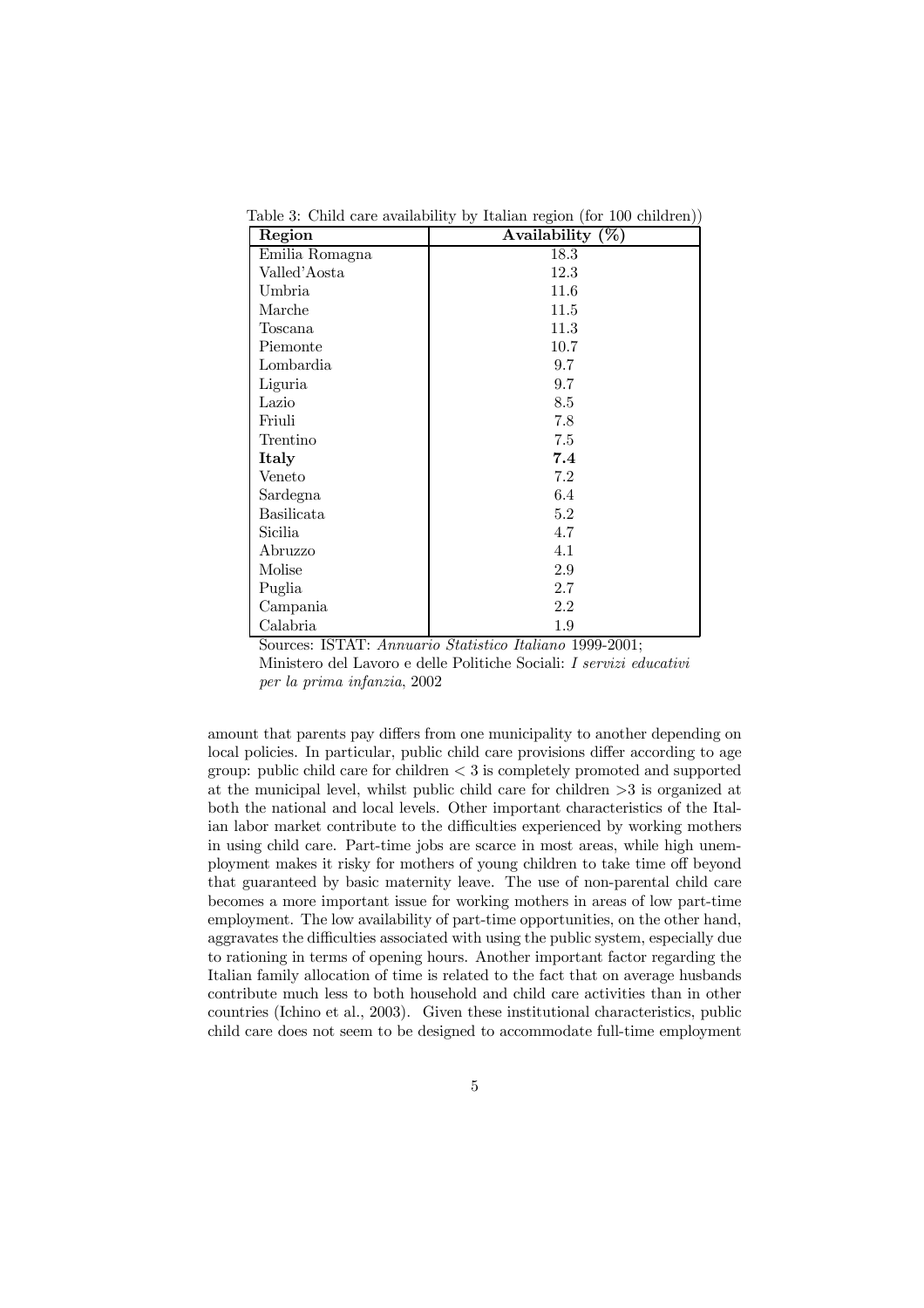Table 3: Child care availability by Italian region (for 100 children))

| Region | Availability (%) |
|---|---|
| Emilia Romagna | 18.3 |
| Valled'Aosta | 12.3 |
| Umbria | 11.6 |
| Marche | 11.5 |
| Toscana | 11.3 |
| Piemonte | 10.7 |
| Lombardia | 9.7 |
| Liguria | 9.7 |
| Lazio | 8.5 |
| Friuli | 7.8 |
| Trentino | 7.5 |
| **Italy** | **7.4** |
| Veneto | 7.2 |
| Sardegna | 6.4 |
| Basilicata | 5.2 |
| Sicilia | 4.7 |
| Abruzzo | 4.1 |
| Molise | 2.9 |
| Puglia | 2.7 |
| Campania | 2.2 |
| Calabria | 1.9 |

Sources: ISTAT: *Annuario Statistico Italiano* 1999-2001; Ministero del Lavoro e delle Politiche Sociali: *I servizi educativi per la prima infanzia*, 2002

amount that parents pay differs from one municipality to another depending on local policies. In particular, public child care provisions differ according to age group: public child care for children $< 3$ is completely promoted and supported at the municipal level, whilst public child care for children $>3$ is organized at both the national and local levels. Other important characteristics of the Italian labor market contribute to the difficulties experienced by working mothers in using child care. Part-time jobs are scarce in most areas, while high unemployment makes it risky for mothers of young children to take time off beyond that guaranteed by basic maternity leave. The use of non-parental child care becomes a more important issue for working mothers in areas of low part-time employment. The low availability of part-time opportunities, on the other hand, aggravates the difficulties associated with using the public system, especially due to rationing in terms of opening hours. Another important factor regarding the Italian family allocation of time is related to the fact that on average husbands contribute much less to both household and child care activities than in other countries (Ichino et al., 2003). Given these institutional characteristics, public child care does not seem to be designed to accommodate full-time employment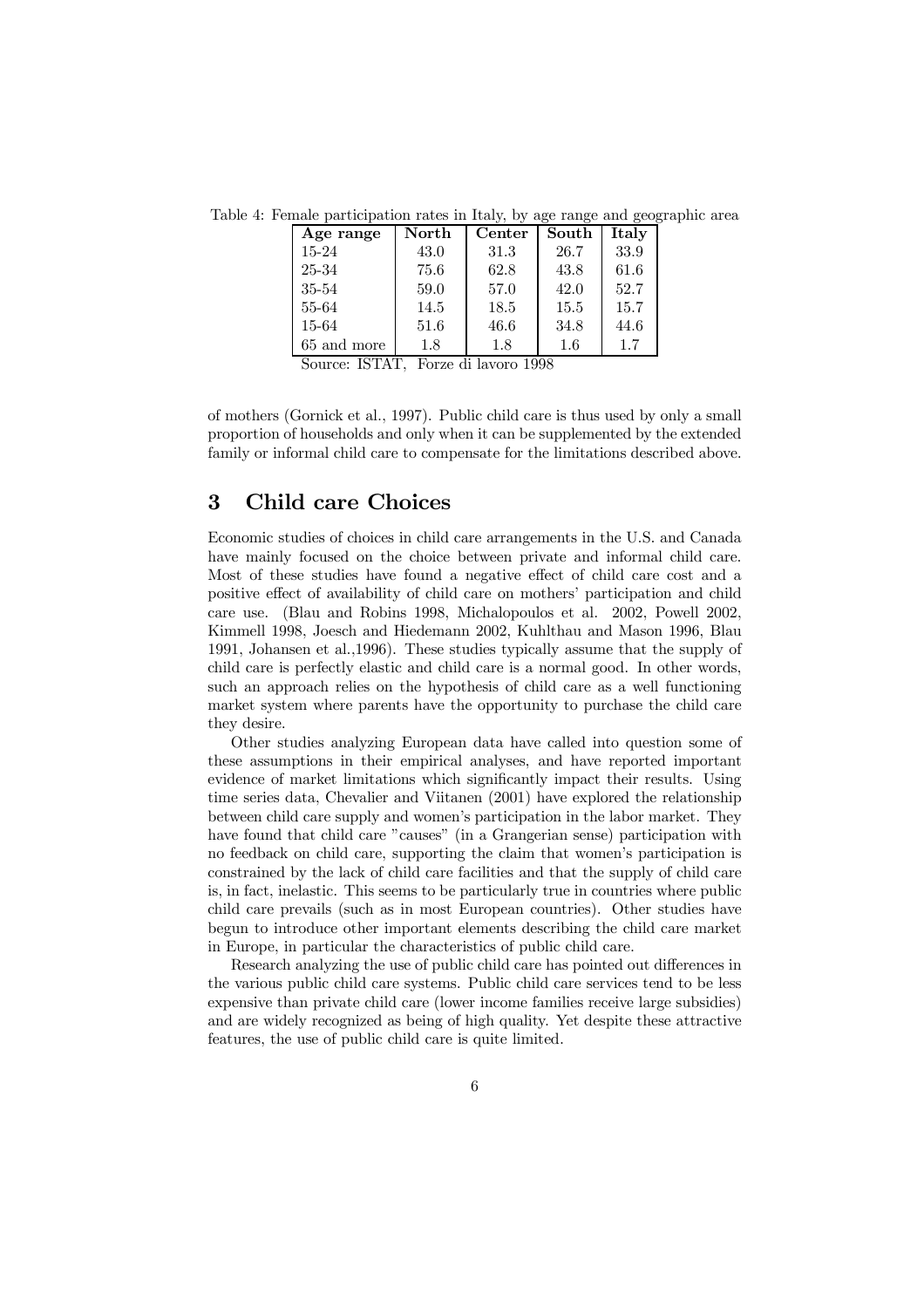Table 4: Female participation rates in Italy, by age range and geographic area

| Age range | North | Center | South | Italy |
|---|---|---|---|---|
| 15-24 | 43.0 | 31.3 | 26.7 | 33.9 |
| 25-34 | 75.6 | 62.8 | 43.8 | 61.6 |
| 35-54 | 59.0 | 57.0 | 42.0 | 52.7 |
| 55-64 | 14.5 | 18.5 | 15.5 | 15.7 |
| 15-64 | 51.6 | 46.6 | 34.8 | 44.6 |
| 65 and more | 1.8 | 1.8 | 1.6 | 1.7 |

Source: ISTAT, Forze di lavoro 1998

of mothers (Gornick et al., 1997). Public child care is thus used by only a small proportion of households and only when it can be supplemented by the extended family or informal child care to compensate for the limitations described above.

# 3 Child care Choices

Economic studies of choices in child care arrangements in the U.S. and Canada have mainly focused on the choice between private and informal child care. Most of these studies have found a negative effect of child care cost and a positive effect of availability of child care on mothers' participation and child care use. (Blau and Robins 1998, Michalopoulos et al. 2002, Powell 2002, Kimmell 1998, Joesch and Hiedemann 2002, Kuhlthau and Mason 1996, Blau 1991, Johansen et al.,1996). These studies typically assume that the supply of child care is perfectly elastic and child care is a normal good. In other words, such an approach relies on the hypothesis of child care as a well functioning market system where parents have the opportunity to purchase the child care they desire.

Other studies analyzing European data have called into question some of these assumptions in their empirical analyses, and have reported important evidence of market limitations which significantly impact their results. Using time series data, Chevalier and Viitanen (2001) have explored the relationship between child care supply and women's participation in the labor market. They have found that child care "causes" (in a Grangerian sense) participation with no feedback on child care, supporting the claim that women's participation is constrained by the lack of child care facilities and that the supply of child care is, in fact, inelastic. This seems to be particularly true in countries where public child care prevails (such as in most European countries). Other studies have begun to introduce other important elements describing the child care market in Europe, in particular the characteristics of public child care.

Research analyzing the use of public child care has pointed out differences in the various public child care systems. Public child care services tend to be less expensive than private child care (lower income families receive large subsidies) and are widely recognized as being of high quality. Yet despite these attractive features, the use of public child care is quite limited.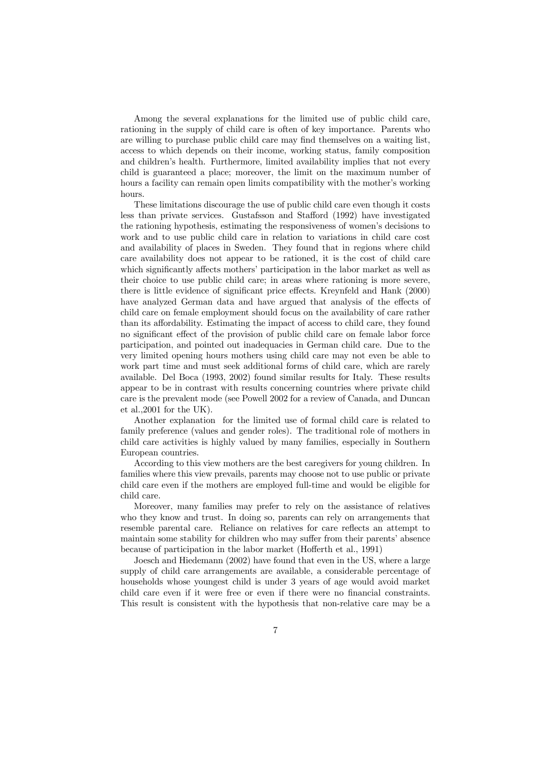Among the several explanations for the limited use of public child care, rationing in the supply of child care is often of key importance. Parents who are willing to purchase public child care may find themselves on a waiting list, access to which depends on their income, working status, family composition and children's health. Furthermore, limited availability implies that not every child is guaranteed a place; moreover, the limit on the maximum number of hours a facility can remain open limits compatibility with the mother's working hours.

These limitations discourage the use of public child care even though it costs less than private services. Gustafsson and Stafford (1992) have investigated the rationing hypothesis, estimating the responsiveness of women's decisions to work and to use public child care in relation to variations in child care cost and availability of places in Sweden. They found that in regions where child care availability does not appear to be rationed, it is the cost of child care which significantly affects mothers' participation in the labor market as well as their choice to use public child care; in areas where rationing is more severe, there is little evidence of significant price effects. Kreynfeld and Hank (2000) have analyzed German data and have argued that analysis of the effects of child care on female employment should focus on the availability of care rather than its affordability. Estimating the impact of access to child care, they found no significant effect of the provision of public child care on female labor force participation, and pointed out inadequacies in German child care. Due to the very limited opening hours mothers using child care may not even be able to work part time and must seek additional forms of child care, which are rarely available. Del Boca (1993, 2002) found similar results for Italy. These results appear to be in contrast with results concerning countries where private child care is the prevalent mode (see Powell 2002 for a review of Canada, and Duncan et al.,2001 for the UK).

Another explanation for the limited use of formal child care is related to family preference (values and gender roles). The traditional role of mothers in child care activities is highly valued by many families, especially in Southern European countries.

According to this view mothers are the best caregivers for young children. In families where this view prevails, parents may choose not to use public or private child care even if the mothers are employed full-time and would be eligible for child care.

Moreover, many families may prefer to rely on the assistance of relatives who they know and trust. In doing so, parents can rely on arrangements that resemble parental care. Reliance on relatives for care reflects an attempt to maintain some stability for children who may suffer from their parents' absence because of participation in the labor market (Hofferth et al., 1991)

Joesch and Hiedemann (2002) have found that even in the US, where a large supply of child care arrangements are available, a considerable percentage of households whose youngest child is under 3 years of age would avoid market child care even if it were free or even if there were no financial constraints. This result is consistent with the hypothesis that non-relative care may be a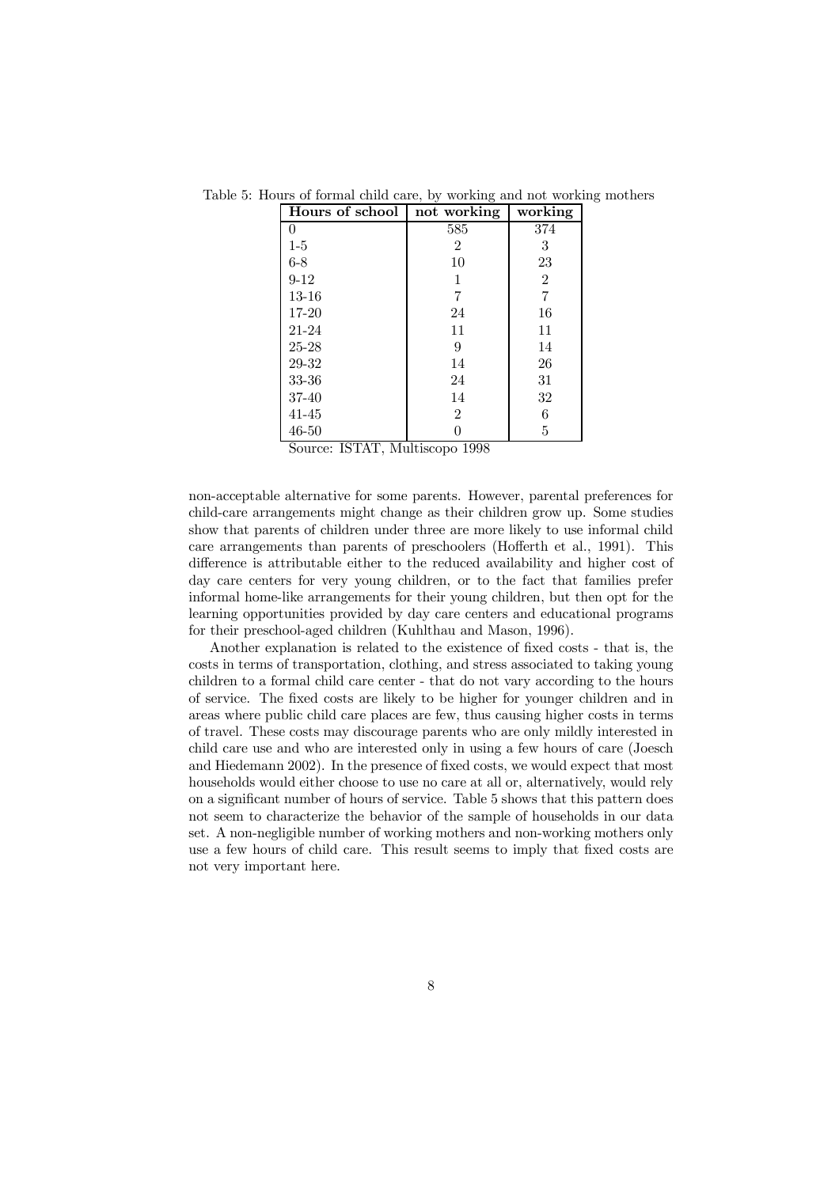Table 5: Hours of formal child care, by working and not working mothers

| Hours of school | not working | working |
|---|---|---|
| 0 | 585 | 374 |
| 1-5 | 2 | 3 |
| 6-8 | 10 | 23 |
| 9-12 | 1 | 2 |
| 13-16 | 7 | 7 |
| 17-20 | 24 | 16 |
| 21-24 | 11 | 11 |
| 25-28 | 9 | 14 |
| 29-32 | 14 | 26 |
| 33-36 | 24 | 31 |
| 37-40 | 14 | 32 |
| 41-45 | 2 | 6 |
| 46-50 | 0 | 5 |

Source: ISTAT, Multiscopo 1998

non-acceptable alternative for some parents. However, parental preferences for child-care arrangements might change as their children grow up. Some studies show that parents of children under three are more likely to use informal child care arrangements than parents of preschoolers (Hofferth et al., 1991). This difference is attributable either to the reduced availability and higher cost of day care centers for very young children, or to the fact that families prefer informal home-like arrangements for their young children, but then opt for the learning opportunities provided by day care centers and educational programs for their preschool-aged children (Kuhlthau and Mason, 1996).

Another explanation is related to the existence of fixed costs - that is, the costs in terms of transportation, clothing, and stress associated to taking young children to a formal child care center - that do not vary according to the hours of service. The fixed costs are likely to be higher for younger children and in areas where public child care places are few, thus causing higher costs in terms of travel. These costs may discourage parents who are only mildly interested in child care use and who are interested only in using a few hours of care (Joesch and Hiedemann 2002). In the presence of fixed costs, we would expect that most households would either choose to use no care at all or, alternatively, would rely on a significant number of hours of service. Table 5 shows that this pattern does not seem to characterize the behavior of the sample of households in our data set. A non-negligible number of working mothers and non-working mothers only use a few hours of child care. This result seems to imply that fixed costs are not very important here.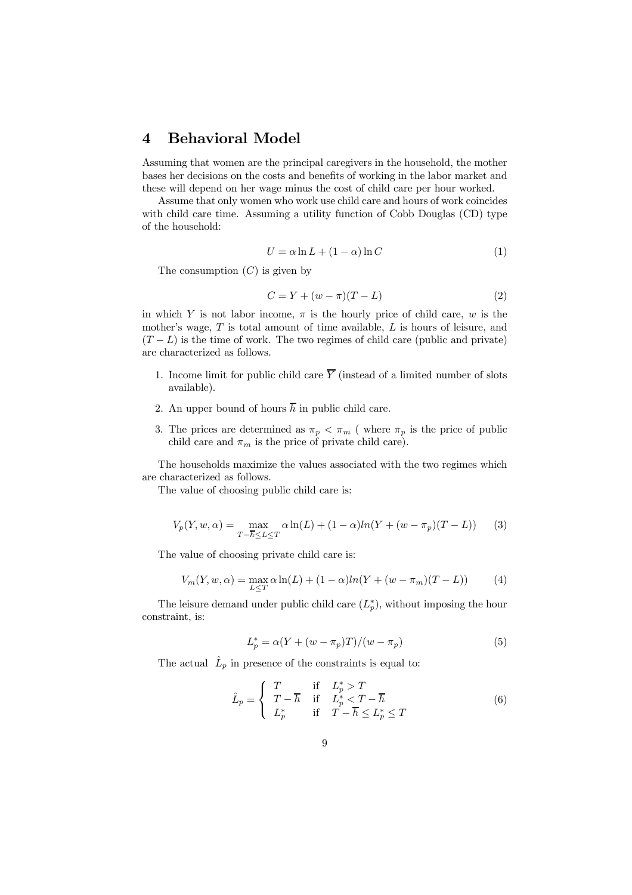# 4 Behavioral Model

Assuming that women are the principal caregivers in the household, the mother bases her decisions on the costs and benefits of working in the labor market and these will depend on her wage minus the cost of child care per hour worked.

Assume that only women who work use child care and hours of work coincides with child care time. Assuming a utility function of Cobb Douglas (CD) type of the household:

$$U = \alpha \ln L + (1 - \alpha) \ln C \tag{1}$$

The consumption ($C$) is given by

$$C = Y + (w - \pi)(T - L) \tag{2}$$

in which $Y$ is not labor income, $\pi$ is the hourly price of child care, $w$ is the mother's wage, $T$ is total amount of time available, $L$ is hours of leisure, and $(T - L)$ is the time of work. The two regimes of child care (public and private) are characterized as follows.

1. Income limit for public child care $\overline{Y}$ (instead of a limited number of slots available).
2. An upper bound of hours $\overline{h}$ in public child care.
3. The prices are determined as $\pi_p < \pi_m$ ( where $\pi_p$ is the price of public child care and $\pi_m$ is the price of private child care).

The households maximize the values associated with the two regimes which are characterized as follows.

The value of choosing public child care is:

$$V_p(Y, w, \alpha) = \max_{T - \overline{h} \leq L \leq T} \alpha \ln(L) + (1 - \alpha) ln(Y + (w - \pi_p)(T - L)) \tag{3}$$

The value of choosing private child care is:

$$V_m(Y, w, \alpha) = \max_{L \leq T} \alpha \ln(L) + (1 - \alpha) ln(Y + (w - \pi_m)(T - L)) \tag{4}$$

The leisure demand under public child care ($L_p^*$), without imposing the hour constraint, is:

$$L_p^* = \alpha(Y + (w - \pi_p)T)/(w - \pi_p) \tag{5}$$

The actual $\hat{L}_p$ in presence of the constraints is equal to:

$$\hat{L}_p = \begin{cases} T & \text{if} \quad L_p^* > T \\ T - \overline{h} & \text{if} \quad L_p^* < T - \overline{h} \\ L_p^* & \text{if} \quad T - \overline{h} \leq L_p^* \leq T \end{cases} \tag{6}$$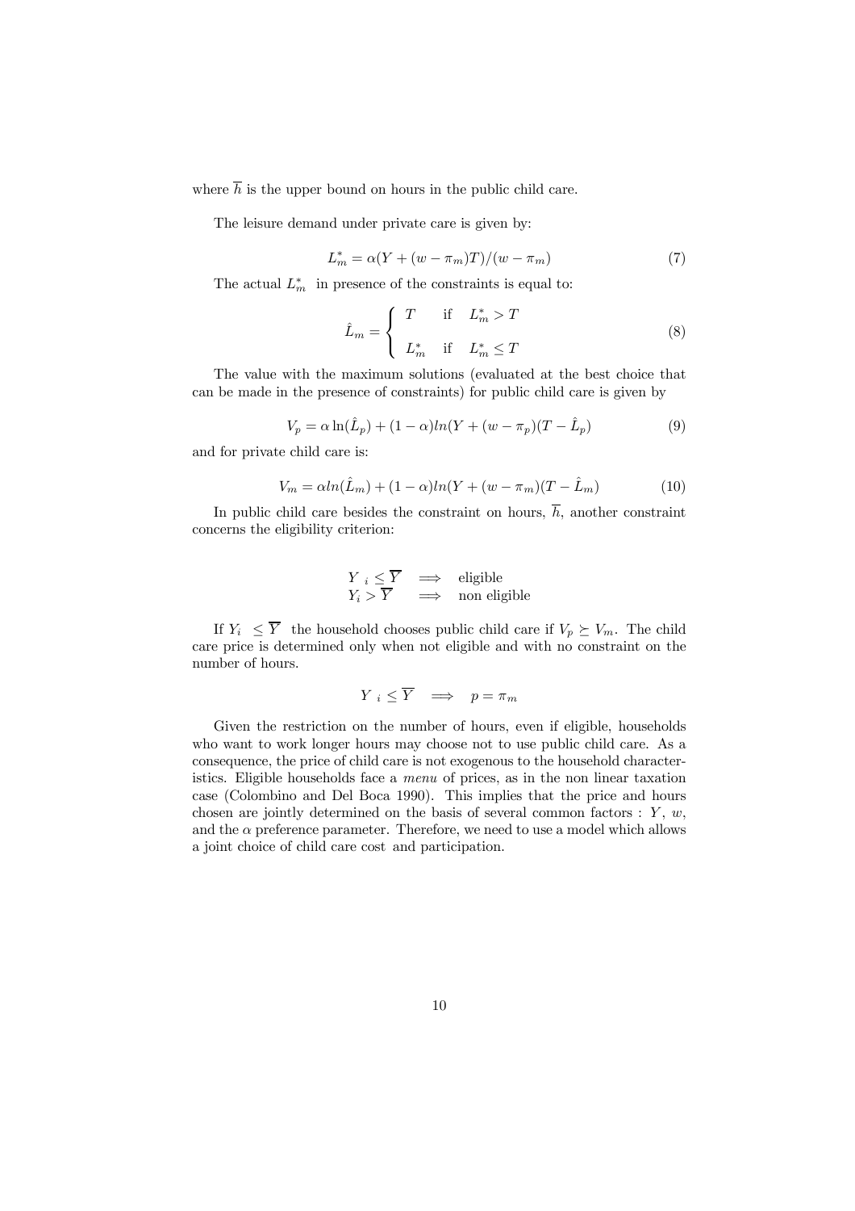where $\overline{h}$ is the upper bound on hours in the public child care.

The leisure demand under private care is given by:

$$L_m^* = \alpha(Y + (w - \pi_m)T)/(w - \pi_m) \tag{7}$$

The actual $L_m^*$ in presence of the constraints is equal to:

$$\hat{L}_m = \begin{cases} T & \text{if} \quad L_m^* > T \\ \\ L_m^* & \text{if} \quad L_m^* \leq T \end{cases} \tag{8}$$

The value with the maximum solutions (evaluated at the best choice that can be made in the presence of constraints) for public child care is given by

$$V_p = \alpha \ln(\hat{L}_p) + (1 - \alpha)ln(Y + (w - \pi_p)(T - \hat{L}_p) \tag{9}$$

and for private child care is:

$$V_m = \alpha ln(\hat{L}_m) + (1 - \alpha)ln(Y + (w - \pi_m)(T - \hat{L}_m) \tag{10}$$

In public child care besides the constraint on hours, $\overline{h}$, another constraint concerns the eligibility criterion:

$$\begin{array}{lll} Y_i \leq \overline{Y} & \Longrightarrow & \text{eligible} \\ Y_i > \overline{Y} & \Longrightarrow & \text{non eligible} \end{array}$$

If $Y_i \leq \overline{Y}$ the household chooses public child care if $V_p \succeq V_m$. The child care price is determined only when not eligible and with no constraint on the number of hours.

$$Y_i \leq \overline{Y} \quad \Longrightarrow \quad p = \pi_m$$

Given the restriction on the number of hours, even if eligible, households who want to work longer hours may choose not to use public child care. As a consequence, the price of child care is not exogenous to the household characteristics. Eligible households face a *menu* of prices, as in the non linear taxation case (Colombino and Del Boca 1990). This implies that the price and hours chosen are jointly determined on the basis of several common factors : $Y$, $w$, and the $\alpha$ preference parameter. Therefore, we need to use a model which allows a joint choice of child care cost and participation.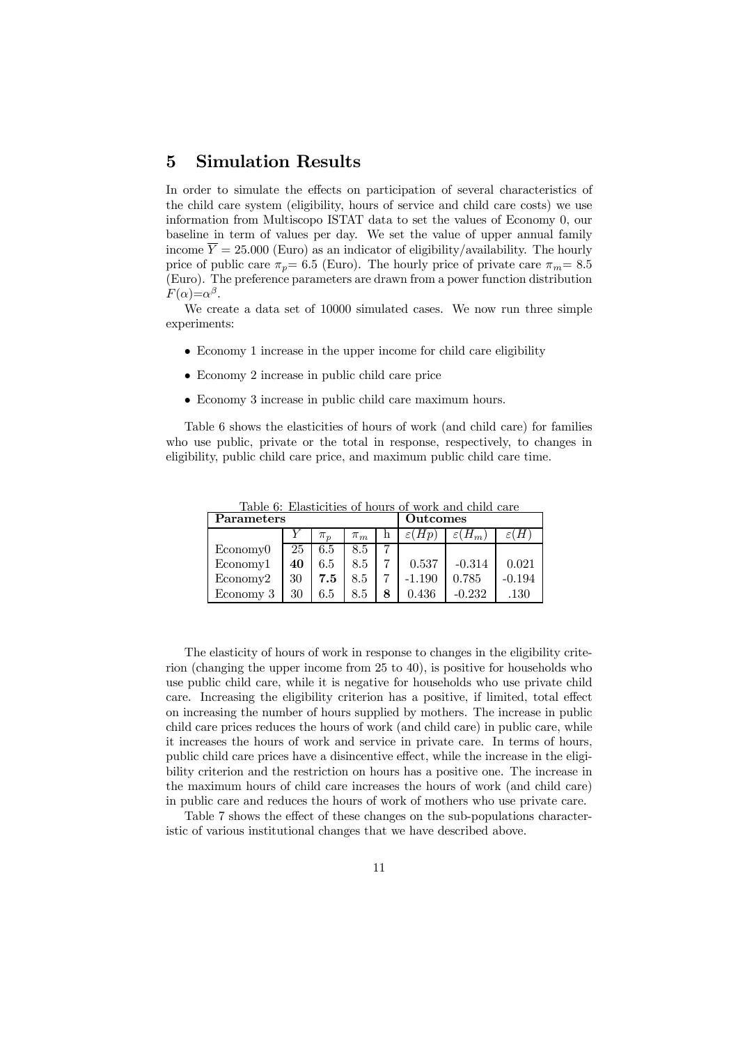## 5 Simulation Results

In order to simulate the effects on participation of several characteristics of the child care system (eligibility, hours of service and child care costs) we use information from Multiscopo ISTAT data to set the values of Economy 0, our baseline in term of values per day. We set the value of upper annual family income $\overline{Y} = 25.000$ (Euro) as an indicator of eligibility/availability. The hourly price of public care $\pi_p = 6.5$ (Euro). The hourly price of private care $\pi_m = 8.5$ (Euro). The preference parameters are drawn from a power function distribution $F(\alpha) = \alpha^\beta$.

We create a data set of 10000 simulated cases. We now run three simple experiments:

- Economy 1 increase in the upper income for child care eligibility
- Economy 2 increase in public child care price
- Economy 3 increase in public child care maximum hours.

Table 6 shows the elasticities of hours of work (and child care) for families who use public, private or the total in response, respectively, to changes in eligibility, public child care price, and maximum public child care time.

Table 6: Elasticities of hours of work and child care

| **Parameters** | | | | | **Outcomes** | | |
|---|---|---|---|---|---|---|---|
| | $Y$ | $\pi_p$ | $\pi_m$ | h | $\varepsilon(Hp)$ | $\varepsilon(H_m)$ | $\varepsilon(H)$ |
| Economy0 | 25 | 6.5 | 8.5 | 7 | | | |
| Economy1 | **40** | 6.5 | 8.5 | 7 | 0.537 | -0.314 | 0.021 |
| Economy2 | 30 | **7.5** | 8.5 | 7 | -1.190 | 0.785 | -0.194 |
| Economy 3 | 30 | 6.5 | 8.5 | **8** | 0.436 | -0.232 | .130 |

The elasticity of hours of work in response to changes in the eligibility criterion (changing the upper income from 25 to 40), is positive for households who use public child care, while it is negative for households who use private child care. Increasing the eligibility criterion has a positive, if limited, total effect on increasing the number of hours supplied by mothers. The increase in public child care prices reduces the hours of work (and child care) in public care, while it increases the hours of work and service in private care. In terms of hours, public child care prices have a disincentive effect, while the increase in the eligibility criterion and the restriction on hours has a positive one. The increase in the maximum hours of child care increases the hours of work (and child care) in public care and reduces the hours of work of mothers who use private care.

Table 7 shows the effect of these changes on the sub-populations characteristic of various institutional changes that we have described above.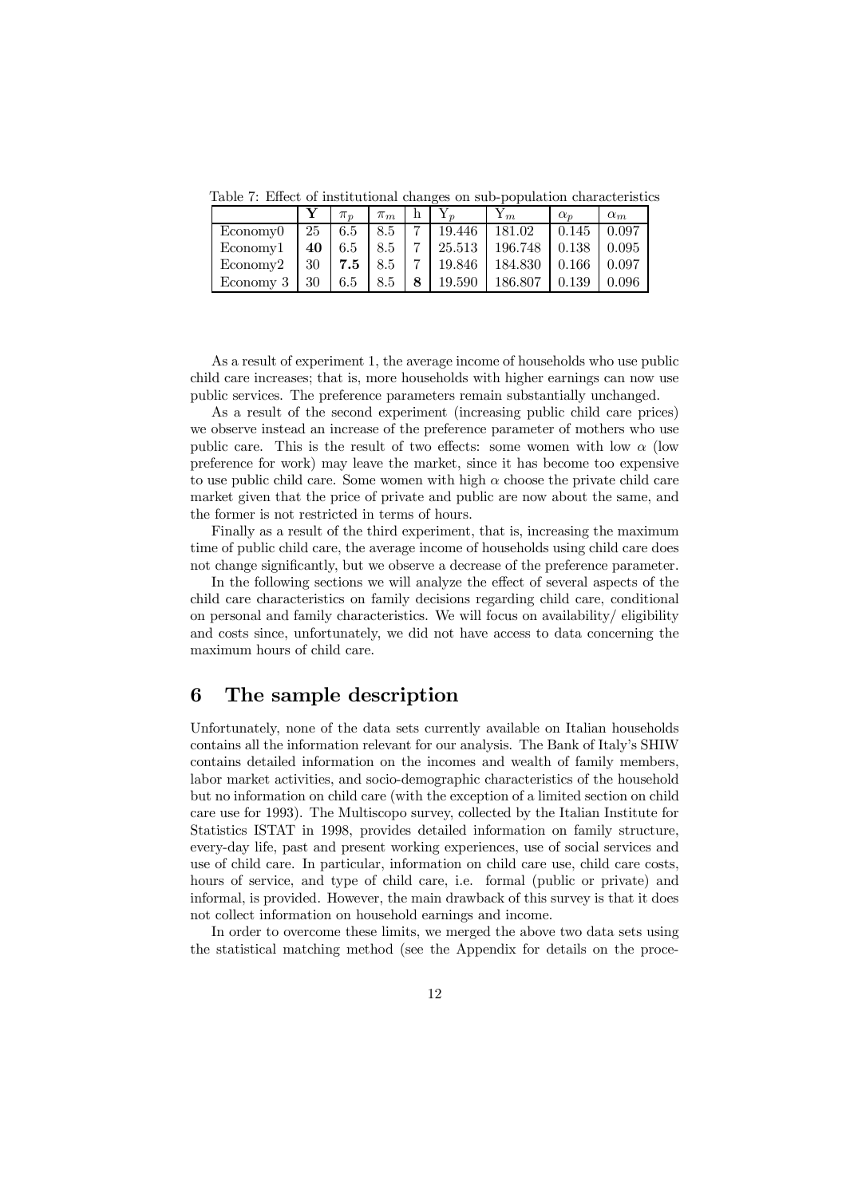Table 7: Effect of institutional changes on sub-population characteristics

| | **Y** | $\pi_p$ | $\pi_m$ | h | $Y_p$ | $Y_m$ | $\alpha_p$ | $\alpha_m$ |
|---|---|---|---|---|---|---|---|---|
| Economy0 | 25 | 6.5 | 8.5 | 7 | 19.446 | 181.02 | 0.145 | 0.097 |
| Economy1 | **40** | 6.5 | 8.5 | 7 | 25.513 | 196.748 | 0.138 | 0.095 |
| Economy2 | 30 | **7.5** | 8.5 | 7 | 19.846 | 184.830 | 0.166 | 0.097 |
| Economy 3 | 30 | 6.5 | 8.5 | **8** | 19.590 | 186.807 | 0.139 | 0.096 |

As a result of experiment 1, the average income of households who use public child care increases; that is, more households with higher earnings can now use public services. The preference parameters remain substantially unchanged.

As a result of the second experiment (increasing public child care prices) we observe instead an increase of the preference parameter of mothers who use public care. This is the result of two effects: some women with low $\alpha$ (low preference for work) may leave the market, since it has become too expensive to use public child care. Some women with high $\alpha$ choose the private child care market given that the price of private and public are now about the same, and the former is not restricted in terms of hours.

Finally as a result of the third experiment, that is, increasing the maximum time of public child care, the average income of households using child care does not change significantly, but we observe a decrease of the preference parameter.

In the following sections we will analyze the effect of several aspects of the child care characteristics on family decisions regarding child care, conditional on personal and family characteristics. We will focus on availability/ eligibility and costs since, unfortunately, we did not have access to data concerning the maximum hours of child care.

# 6 The sample description

Unfortunately, none of the data sets currently available on Italian households contains all the information relevant for our analysis. The Bank of Italy's SHIW contains detailed information on the incomes and wealth of family members, labor market activities, and socio-demographic characteristics of the household but no information on child care (with the exception of a limited section on child care use for 1993). The Multiscopo survey, collected by the Italian Institute for Statistics ISTAT in 1998, provides detailed information on family structure, every-day life, past and present working experiences, use of social services and use of child care. In particular, information on child care use, child care costs, hours of service, and type of child care, i.e. formal (public or private) and informal, is provided. However, the main drawback of this survey is that it does not collect information on household earnings and income.

In order to overcome these limits, we merged the above two data sets using the statistical matching method (see the Appendix for details on the proce-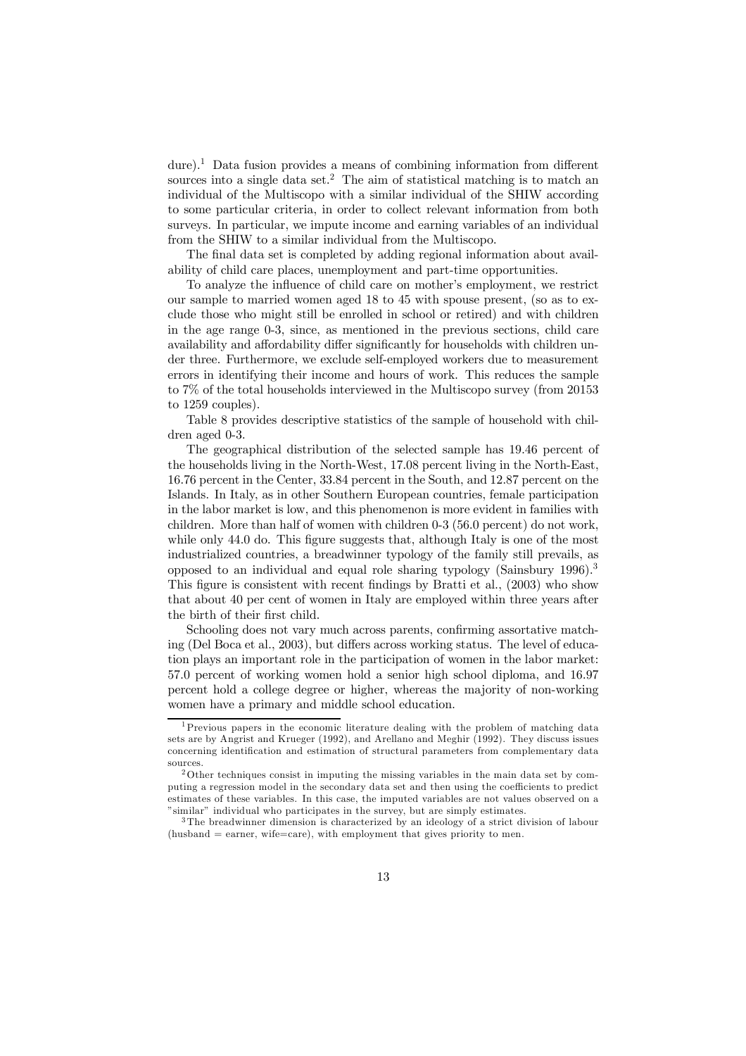dure).[1] Data fusion provides a means of combining information from different sources into a single data set.[2] The aim of statistical matching is to match an individual of the Multiscopo with a similar individual of the SHIW according to some particular criteria, in order to collect relevant information from both surveys. In particular, we impute income and earning variables of an individual from the SHIW to a similar individual from the Multiscopo.

The final data set is completed by adding regional information about availability of child care places, unemployment and part-time opportunities.

To analyze the influence of child care on mother's employment, we restrict our sample to married women aged 18 to 45 with spouse present, (so as to exclude those who might still be enrolled in school or retired) and with children in the age range 0-3, since, as mentioned in the previous sections, child care availability and affordability differ significantly for households with children under three. Furthermore, we exclude self-employed workers due to measurement errors in identifying their income and hours of work. This reduces the sample to 7% of the total households interviewed in the Multiscopo survey (from 20153 to 1259 couples).

Table 8 provides descriptive statistics of the sample of household with children aged 0-3.

The geographical distribution of the selected sample has 19.46 percent of the households living in the North-West, 17.08 percent living in the North-East, 16.76 percent in the Center, 33.84 percent in the South, and 12.87 percent on the Islands. In Italy, as in other Southern European countries, female participation in the labor market is low, and this phenomenon is more evident in families with children. More than half of women with children 0-3 (56.0 percent) do not work, while only 44.0 do. This figure suggests that, although Italy is one of the most industrialized countries, a breadwinner typology of the family still prevails, as opposed to an individual and equal role sharing typology (Sainsbury 1996).[3] This figure is consistent with recent findings by Bratti et al., (2003) who show that about 40 per cent of women in Italy are employed within three years after the birth of their first child.

Schooling does not vary much across parents, confirming assortative matching (Del Boca et al., 2003), but differs across working status. The level of education plays an important role in the participation of women in the labor market: 57.0 percent of working women hold a senior high school diploma, and 16.97 percent hold a college degree or higher, whereas the majority of non-working women have a primary and middle school education.

---

[1] Previous papers in the economic literature dealing with the problem of matching data sets are by Angrist and Krueger (1992), and Arellano and Meghir (1992). They discuss issues concerning identification and estimation of structural parameters from complementary data sources.

[2] Other techniques consist in imputing the missing variables in the main data set by computing a regression model in the secondary data set and then using the coefficients to predict estimates of these variables. In this case, the imputed variables are not values observed on a "similar" individual who participates in the survey, but are simply estimates.

[3] The breadwinner dimension is characterized by an ideology of a strict division of labour (husband = earner, wife=care), with employment that gives priority to men.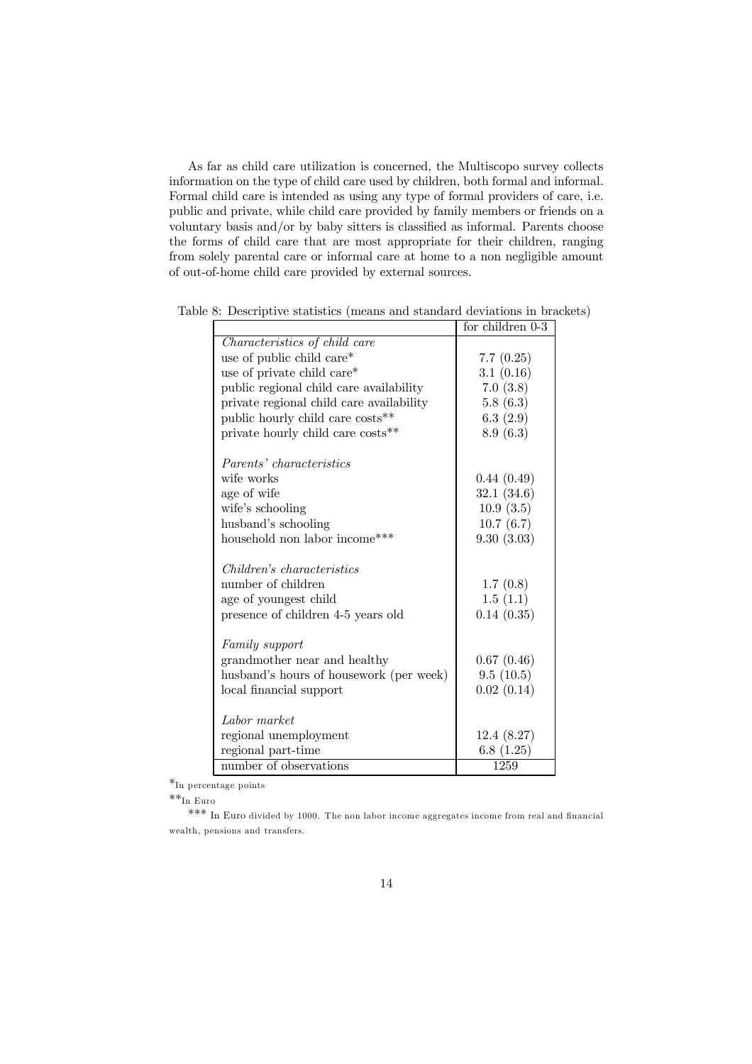As far as child care utilization is concerned, the Multiscopo survey collects information on the type of child care used by children, both formal and informal. Formal child care is intended as using any type of formal providers of care, i.e. public and private, while child care provided by family members or friends on a voluntary basis and/or by baby sitters is classified as informal. Parents choose the forms of child care that are most appropriate for their children, ranging from solely parental care or informal care at home to a non negligible amount of out-of-home child care provided by external sources.

Table 8: Descriptive statistics (means and standard deviations in brackets)

| | for children 0-3 |
|---|---|
| *Characteristics of child care* | |
| use of public child care* | 7.7 (0.25) |
| use of private child care* | 3.1 (0.16) |
| public regional child care availability | 7.0 (3.8) |
| private regional child care availability | 5.8 (6.3) |
| public hourly child care costs** | 6.3 (2.9) |
| private hourly child care costs** | 8.9 (6.3) |
| *Parents' characteristics* | |
| wife works | 0.44 (0.49) |
| age of wife | 32.1 (34.6) |
| wife's schooling | 10.9 (3.5) |
| husband's schooling | 10.7 (6.7) |
| household non labor income*** | 9.30 (3.03) |
| *Children's characteristics* | |
| number of children | 1.7 (0.8) |
| age of youngest child | 1.5 (1.1) |
| presence of children 4-5 years old | 0.14 (0.35) |
| *Family support* | |
| grandmother near and healthy | 0.67 (0.46) |
| husband's hours of housework (per week) | 9.5 (10.5) |
| local financial support | 0.02 (0.14) |
| *Labor market* | |
| regional unemployment | 12.4 (8.27) |
| regional part-time | 6.8 (1.25) |
| number of observations | 1259 |

*In percentage points

**In Euro

*** In Euro divided by 1000. The non labor income aggregates income from real and financial wealth, pensions and transfers.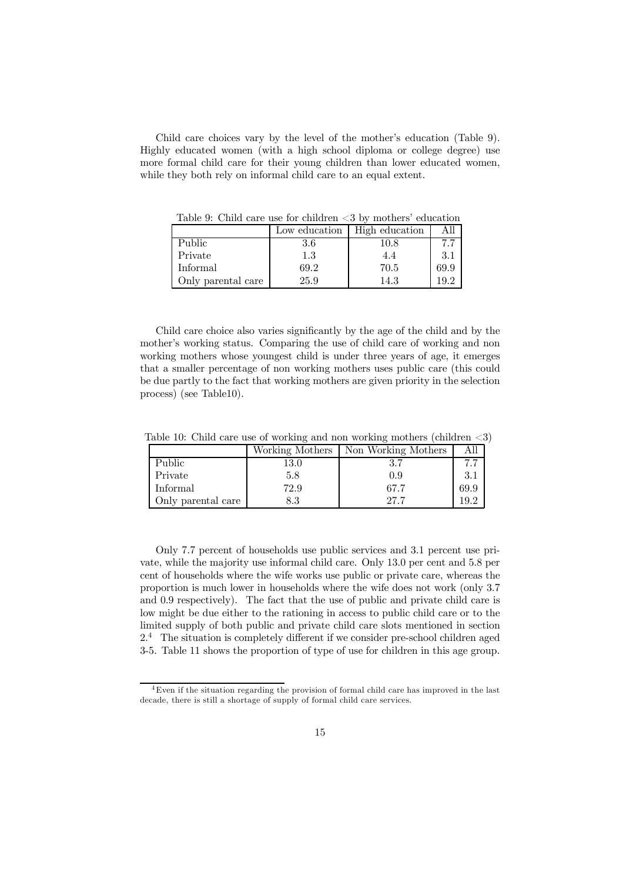Child care choices vary by the level of the mother's education (Table 9). Highly educated women (with a high school diploma or college degree) use more formal child care for their young children than lower educated women, while they both rely on informal child care to an equal extent.

Table 9: Child care use for children <3 by mothers' education

| | Low education | High education | All |
|---|---|---|---|
| Public | 3.6 | 10.8 | 7.7 |
| Private | 1.3 | 4.4 | 3.1 |
| Informal | 69.2 | 70.5 | 69.9 |
| Only parental care | 25.9 | 14.3 | 19.2 |

Child care choice also varies significantly by the age of the child and by the mother's working status. Comparing the use of child care of working and non working mothers whose youngest child is under three years of age, it emerges that a smaller percentage of non working mothers uses public care (this could be due partly to the fact that working mothers are given priority in the selection process) (see Table10).

Table 10: Child care use of working and non working mothers (children <3)

| | Working Mothers | Non Working Mothers | All |
|---|---|---|---|
| Public | 13.0 | 3.7 | 7.7 |
| Private | 5.8 | 0.9 | 3.1 |
| Informal | 72.9 | 67.7 | 69.9 |
| Only parental care | 8.3 | 27.7 | 19.2 |

Only 7.7 percent of households use public services and 3.1 percent use private, while the majority use informal child care. Only 13.0 per cent and 5.8 per cent of households where the wife works use public or private care, whereas the proportion is much lower in households where the wife does not work (only 3.7 and 0.9 respectively). The fact that the use of public and private child care is low might be due either to the rationing in access to public child care or to the limited supply of both public and private child care slots mentioned in section 2.[4] The situation is completely different if we consider pre-school children aged 3-5. Table 11 shows the proportion of type of use for children in this age group.

[4] Even if the situation regarding the provision of formal child care has improved in the last decade, there is still a shortage of supply of formal child care services.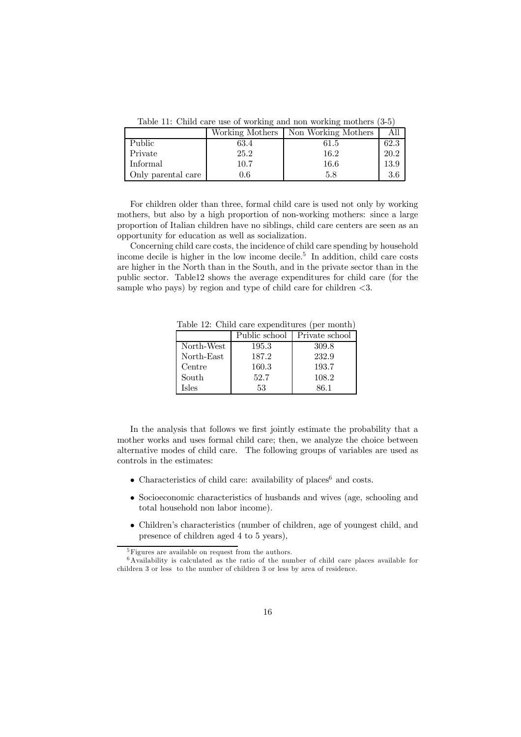Table 11: Child care use of working and non working mothers (3-5)

| | Working Mothers | Non Working Mothers | All |
|---|---|---|---|
| Public | 63.4 | 61.5 | 62.3 |
| Private | 25.2 | 16.2 | 20.2 |
| Informal | 10.7 | 16.6 | 13.9 |
| Only parental care | 0.6 | 5.8 | 3.6 |

For children older than three, formal child care is used not only by working mothers, but also by a high proportion of non-working mothers: since a large proportion of Italian children have no siblings, child care centers are seen as an opportunity for education as well as socialization.

Concerning child care costs, the incidence of child care spending by household income decile is higher in the low income decile.[5] In addition, child care costs are higher in the North than in the South, and in the private sector than in the public sector. Table12 shows the average expenditures for child care (for the sample who pays) by region and type of child care for children <3.

Table 12: Child care expenditures (per month)

| | Public school | Private school |
|---|---|---|
| North-West | 195.3 | 309.8 |
| North-East | 187.2 | 232.9 |
| Centre | 160.3 | 193.7 |
| South | 52.7 | 108.2 |
| Isles | 53 | 86.1 |

In the analysis that follows we first jointly estimate the probability that a mother works and uses formal child care; then, we analyze the choice between alternative modes of child care. The following groups of variables are used as controls in the estimates:

- Characteristics of child care: availability of places[6] and costs.
- Socioeconomic characteristics of husbands and wives (age, schooling and total household non labor income).
- Children's characteristics (number of children, age of youngest child, and presence of children aged 4 to 5 years),

[5] Figures are available on request from the authors.

[6] Availability is calculated as the ratio of the number of child care places available for children 3 or less to the number of children 3 or less by area of residence.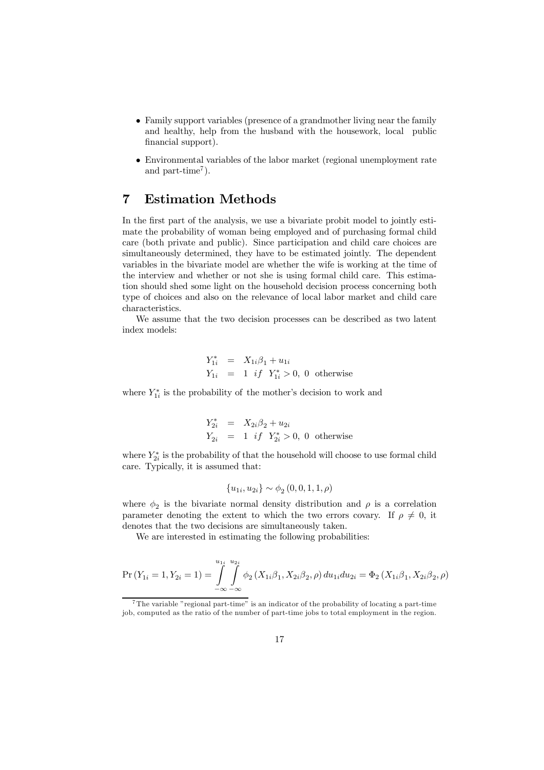- Family support variables (presence of a grandmother living near the family and healthy, help from the husband with the housework, local public financial support).
- Environmental variables of the labor market (regional unemployment rate and part-time[7]).

# 7 Estimation Methods

In the first part of the analysis, we use a bivariate probit model to jointly estimate the probability of woman being employed and of purchasing formal child care (both private and public). Since participation and child care choices are simultaneously determined, they have to be estimated jointly. The dependent variables in the bivariate model are whether the wife is working at the time of the interview and whether or not she is using formal child care. This estimation should shed some light on the household decision process concerning both type of choices and also on the relevance of local labor market and child care characteristics.

We assume that the two decision processes can be described as two latent index models:

$$
\begin{aligned}
Y_{1i}^{*} &= X_{1i}\beta_1 + u_{1i} \\
Y_{1i} &= 1 \;\; if \;\; Y_{1i}^{*} > 0, \; 0 \;\; \text{otherwise}
\end{aligned}
$$

where $Y_{1i}^{*}$ is the probability of the mother's decision to work and

$$
\begin{aligned}
Y_{2i}^{*} &= X_{2i}\beta_2 + u_{2i} \\
Y_{2i} &= 1 \;\; if \;\; Y_{2i}^{*} > 0, \; 0 \;\; \text{otherwise}
\end{aligned}
$$

where $Y_{2i}^{*}$ is the probability of that the household will choose to use formal child care. Typically, it is assumed that:

$$
\{u_{1i}, u_{2i}\} \sim \phi_2 \left(0, 0, 1, 1, \rho\right)
$$

where $\phi_2$ is the bivariate normal density distribution and $\rho$ is a correlation parameter denoting the extent to which the two errors covary. If $\rho \neq 0$, it denotes that the two decisions are simultaneously taken.

We are interested in estimating the following probabilities:

$$
\Pr\left(Y_{1i} = 1, Y_{2i} = 1\right) = \int_{-\infty}^{u_{1i}} \int_{-\infty}^{u_{2i}} \phi_2 \left(X_{1i}\beta_1, X_{2i}\beta_2, \rho\right) du_{1i} du_{2i} = \Phi_2 \left(X_{1i}\beta_1, X_{2i}\beta_2, \rho\right)
$$

[7] The variable "regional part-time" is an indicator of the probability of locating a part-time job, computed as the ratio of the number of part-time jobs to total employment in the region.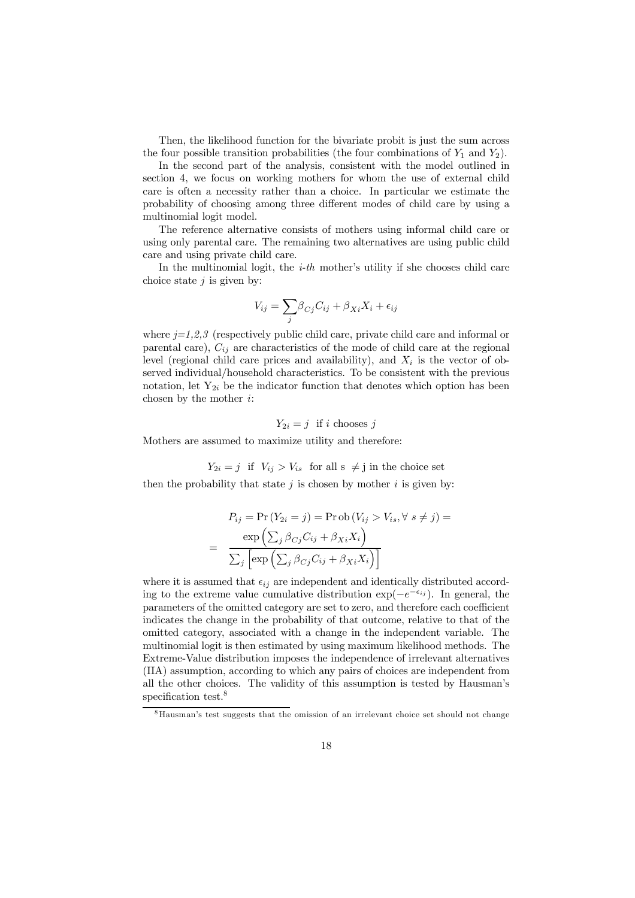Then, the likelihood function for the bivariate probit is just the sum across the four possible transition probabilities (the four combinations of $Y_1$ and $Y_2$).

In the second part of the analysis, consistent with the model outlined in section 4, we focus on working mothers for whom the use of external child care is often a necessity rather than a choice. In particular we estimate the probability of choosing among three different modes of child care by using a multinomial logit model.

The reference alternative consists of mothers using informal child care or using only parental care. The remaining two alternatives are using public child care and using private child care.

In the multinomial logit, the *i-th* mother's utility if she chooses child care choice state $j$ is given by:

$$V_{ij} = \sum_j \beta_{Cj} C_{ij} + \beta_{Xi} X_i + \epsilon_{ij}$$

where *j=1,2,3* (respectively public child care, private child care and informal or parental care), $C_{ij}$ are characteristics of the mode of child care at the regional level (regional child care prices and availability), and $X_i$ is the vector of observed individual/household characteristics. To be consistent with the previous notation, let $Y_{2i}$ be the indicator function that denotes which option has been chosen by the mother $i$:

$$Y_{2i} = j \text{ if } i \text{ chooses } j$$

Mothers are assumed to maximize utility and therefore:

$$Y_{2i} = j \text{ if } V_{ij} > V_{is} \text{ for all s } \neq \text{j in the choice set}$$

then the probability that state $j$ is chosen by mother $i$ is given by:

$$P_{ij} = \Pr(Y_{2i} = j) = \Pr\text{ob}\,(V_{ij} > V_{is}, \forall\, s \neq j) =$$
$$= \frac{\exp\left(\sum_j \beta_{Cj} C_{ij} + \beta_{Xi} X_i\right)}{\sum_j \left[\exp\left(\sum_j \beta_{Cj} C_{ij} + \beta_{Xi} X_i\right)\right]}$$

where it is assumed that $\epsilon_{ij}$ are independent and identically distributed according to the extreme value cumulative distribution $\exp(-e^{-\epsilon_{ij}})$. In general, the parameters of the omitted category are set to zero, and therefore each coefficient indicates the change in the probability of that outcome, relative to that of the omitted category, associated with a change in the independent variable. The multinomial logit is then estimated by using maximum likelihood methods. The Extreme-Value distribution imposes the independence of irrelevant alternatives (IIA) assumption, according to which any pairs of choices are independent from all the other choices. The validity of this assumption is tested by Hausman's specification test.[8]

[8] Hausman's test suggests that the omission of an irrelevant choice set should not change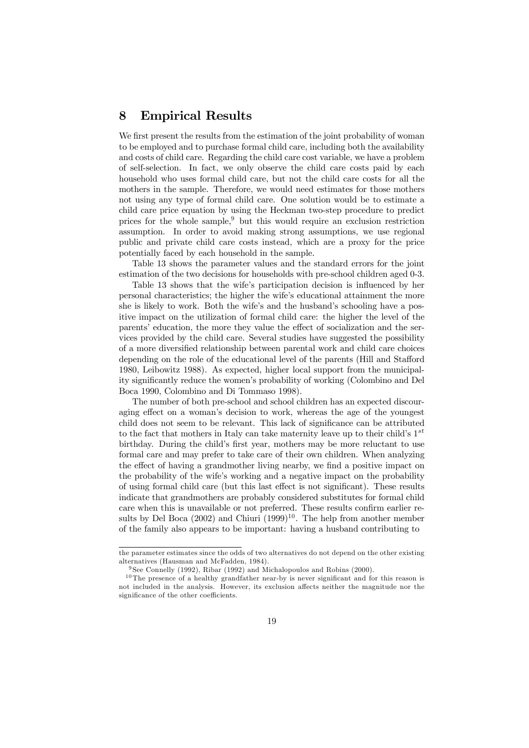# 8 Empirical Results

We first present the results from the estimation of the joint probability of woman to be employed and to purchase formal child care, including both the availability and costs of child care. Regarding the child care cost variable, we have a problem of self-selection. In fact, we only observe the child care costs paid by each household who uses formal child care, but not the child care costs for all the mothers in the sample. Therefore, we would need estimates for those mothers not using any type of formal child care. One solution would be to estimate a child care price equation by using the Heckman two-step procedure to predict prices for the whole sample,[9] but this would require an exclusion restriction assumption. In order to avoid making strong assumptions, we use regional public and private child care costs instead, which are a proxy for the price potentially faced by each household in the sample.

Table 13 shows the parameter values and the standard errors for the joint estimation of the two decisions for households with pre-school children aged 0-3.

Table 13 shows that the wife's participation decision is influenced by her personal characteristics; the higher the wife's educational attainment the more she is likely to work. Both the wife's and the husband's schooling have a positive impact on the utilization of formal child care: the higher the level of the parents' education, the more they value the effect of socialization and the services provided by the child care. Several studies have suggested the possibility of a more diversified relationship between parental work and child care choices depending on the role of the educational level of the parents (Hill and Stafford 1980, Leibowitz 1988). As expected, higher local support from the municipality significantly reduce the women's probability of working (Colombino and Del Boca 1990, Colombino and Di Tommaso 1998).

The number of both pre-school and school children has an expected discouraging effect on a woman's decision to work, whereas the age of the youngest child does not seem to be relevant. This lack of significance can be attributed to the fact that mothers in Italy can take maternity leave up to their child's $1^{st}$ birthday. During the child's first year, mothers may be more reluctant to use formal care and may prefer to take care of their own children. When analyzing the effect of having a grandmother living nearby, we find a positive impact on the probability of the wife's working and a negative impact on the probability of using formal child care (but this last effect is not significant). These results indicate that grandmothers are probably considered substitutes for formal child care when this is unavailable or not preferred. These results confirm earlier results by Del Boca (2002) and Chiuri (1999)[10]. The help from another member of the family also appears to be important: having a husband contributing to

---

the parameter estimates since the odds of two alternatives do not depend on the other existing alternatives (Hausman and McFadden, 1984).

[9] See Connelly (1992), Ribar (1992) and Michalopoulos and Robins (2000).

[10] The presence of a healthy grandfather near-by is never significant and for this reason is not included in the analysis. However, its exclusion affects neither the magnitude nor the significance of the other coefficients.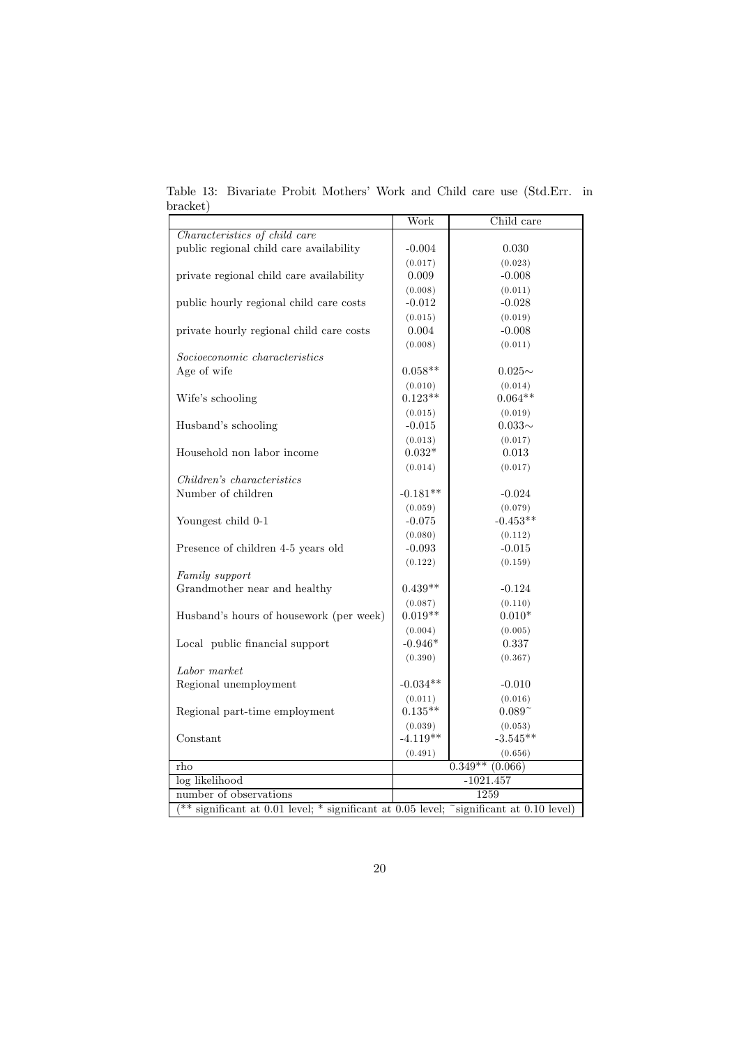Table 13: Bivariate Probit Mothers' Work and Child care use (Std.Err. in bracket)

| | Work | Child care |
|---|---|---|
| *Characteristics of child care* | | |
| public regional child care availability | -0.004 | 0.030 |
| | (0.017) | (0.023) |
| private regional child care availability | 0.009 | -0.008 |
| | (0.008) | (0.011) |
| public hourly regional child care costs | -0.012 | -0.028 |
| | (0.015) | (0.019) |
| private hourly regional child care costs | 0.004 | -0.008 |
| | (0.008) | (0.011) |
| *Socioeconomic characteristics* | | |
| Age of wife | 0.058** | 0.025∼ |
| | (0.010) | (0.014) |
| Wife's schooling | 0.123** | 0.064** |
| | (0.015) | (0.019) |
| Husband's schooling | -0.015 | 0.033∼ |
| | (0.013) | (0.017) |
| Household non labor income | 0.032* | 0.013 |
| | (0.014) | (0.017) |
| *Children's characteristics* | | |
| Number of children | -0.181** | -0.024 |
| | (0.059) | (0.079) |
| Youngest child 0-1 | -0.075 | -0.453** |
| | (0.080) | (0.112) |
| Presence of children 4-5 years old | -0.093 | -0.015 |
| | (0.122) | (0.159) |
| *Family support* | | |
| Grandmother near and healthy | 0.439** | -0.124 |
| | (0.087) | (0.110) |
| Husband's hours of housework (per week) | 0.019** | 0.010* |
| | (0.004) | (0.005) |
| Local public financial support | -0.946* | 0.337 |
| | (0.390) | (0.367) |
| *Labor market* | | |
| Regional unemployment | -0.034** | -0.010 |
| | (0.011) | (0.016) |
| Regional part-time employment | 0.135** | 0.089~ |
| | (0.039) | (0.053) |
| Constant | -4.119** | -3.545** |
| | (0.491) | (0.656) |
| rho | 0.349** (0.066) | |
| log likelihood | -1021.457 | |
| number of observations | 1259 | |

(** significant at 0.01 level; * significant at 0.05 level; ~significant at 0.10 level)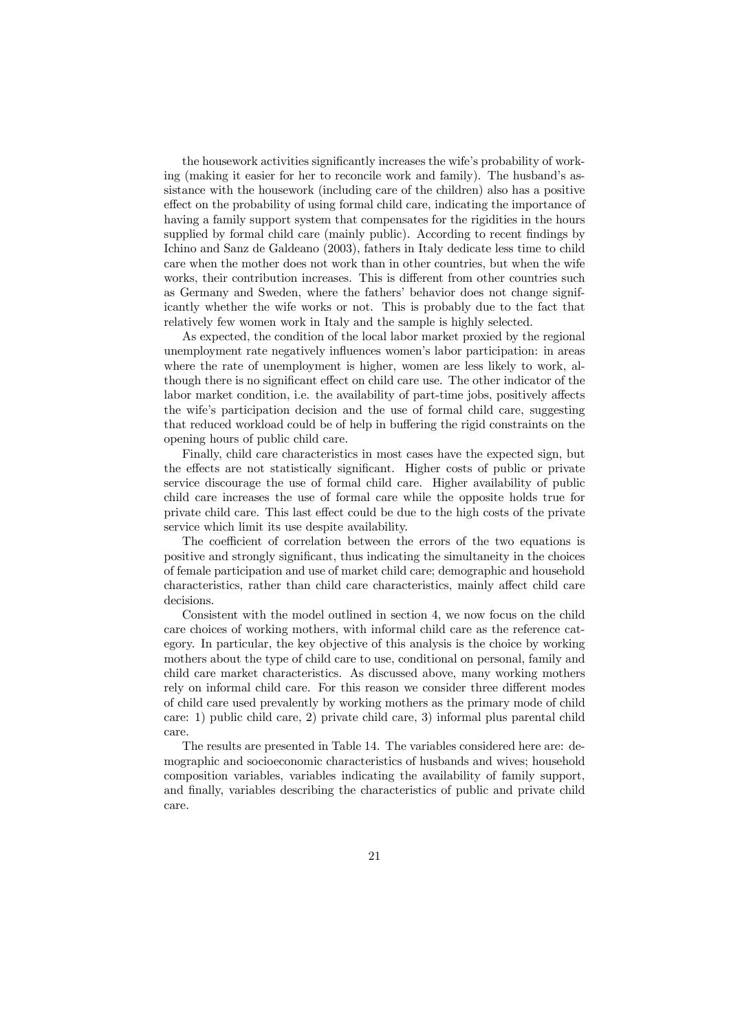the housework activities significantly increases the wife's probability of working (making it easier for her to reconcile work and family). The husband's assistance with the housework (including care of the children) also has a positive effect on the probability of using formal child care, indicating the importance of having a family support system that compensates for the rigidities in the hours supplied by formal child care (mainly public). According to recent findings by Ichino and Sanz de Galdeano (2003), fathers in Italy dedicate less time to child care when the mother does not work than in other countries, but when the wife works, their contribution increases. This is different from other countries such as Germany and Sweden, where the fathers' behavior does not change significantly whether the wife works or not. This is probably due to the fact that relatively few women work in Italy and the sample is highly selected.

As expected, the condition of the local labor market proxied by the regional unemployment rate negatively influences women's labor participation: in areas where the rate of unemployment is higher, women are less likely to work, although there is no significant effect on child care use. The other indicator of the labor market condition, i.e. the availability of part-time jobs, positively affects the wife's participation decision and the use of formal child care, suggesting that reduced workload could be of help in buffering the rigid constraints on the opening hours of public child care.

Finally, child care characteristics in most cases have the expected sign, but the effects are not statistically significant. Higher costs of public or private service discourage the use of formal child care. Higher availability of public child care increases the use of formal care while the opposite holds true for private child care. This last effect could be due to the high costs of the private service which limit its use despite availability.

The coefficient of correlation between the errors of the two equations is positive and strongly significant, thus indicating the simultaneity in the choices of female participation and use of market child care; demographic and household characteristics, rather than child care characteristics, mainly affect child care decisions.

Consistent with the model outlined in section 4, we now focus on the child care choices of working mothers, with informal child care as the reference category. In particular, the key objective of this analysis is the choice by working mothers about the type of child care to use, conditional on personal, family and child care market characteristics. As discussed above, many working mothers rely on informal child care. For this reason we consider three different modes of child care used prevalently by working mothers as the primary mode of child care: 1) public child care, 2) private child care, 3) informal plus parental child care.

The results are presented in Table 14. The variables considered here are: demographic and socioeconomic characteristics of husbands and wives; household composition variables, variables indicating the availability of family support, and finally, variables describing the characteristics of public and private child care.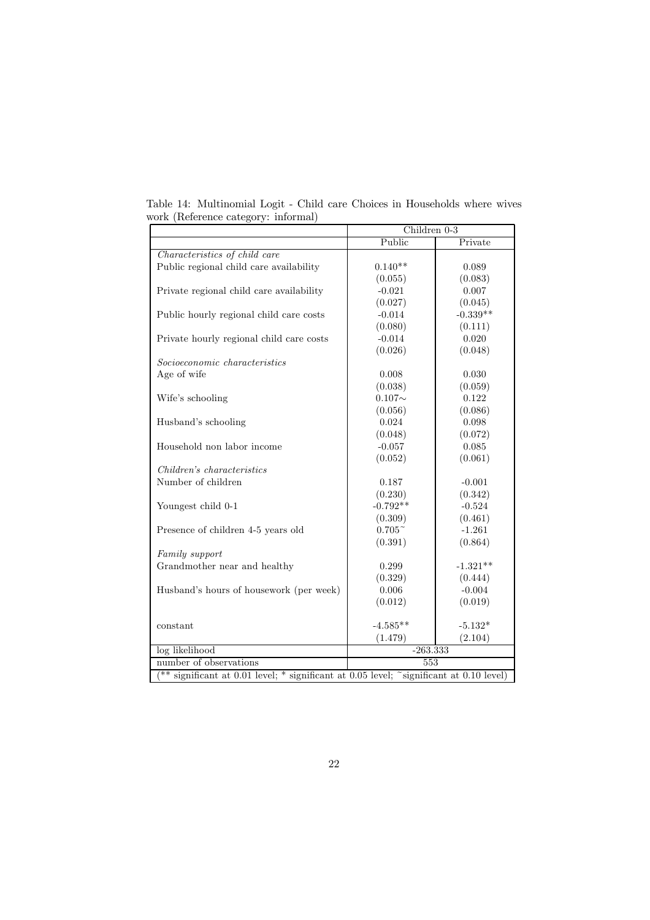Table 14: Multinomial Logit - Child care Choices in Households where wives work (Reference category: informal)

| | Children 0-3 | |
|---|---|---|
| | Public | Private |
| *Characteristics of child care* | | |
| Public regional child care availability | 0.140** | 0.089 |
| | (0.055) | (0.083) |
| Private regional child care availability | -0.021 | 0.007 |
| | (0.027) | (0.045) |
| Public hourly regional child care costs | -0.014 | -0.339** |
| | (0.080) | (0.111) |
| Private hourly regional child care costs | -0.014 | 0.020 |
| | (0.026) | (0.048) |
| *Socioeconomic characteristics* | | |
| Age of wife | 0.008 | 0.030 |
| | (0.038) | (0.059) |
| Wife's schooling | 0.107~ | 0.122 |
| | (0.056) | (0.086) |
| Husband's schooling | 0.024 | 0.098 |
| | (0.048) | (0.072) |
| Household non labor income | -0.057 | 0.085 |
| | (0.052) | (0.061) |
| *Children's characteristics* | | |
| Number of children | 0.187 | -0.001 |
| | (0.230) | (0.342) |
| Youngest child 0-1 | -0.792** | -0.524 |
| | (0.309) | (0.461) |
| Presence of children 4-5 years old | 0.705~ | -1.261 |
| | (0.391) | (0.864) |
| *Family support* | | |
| Grandmother near and healthy | 0.299 | -1.321** |
| | (0.329) | (0.444) |
| Husband's hours of housework (per week) | 0.006 | -0.004 |
| | (0.012) | (0.019) |
| constant | -4.585** | -5.132* |
| | (1.479) | (2.104) |
| log likelihood | -263.333 | |
| number of observations | 553 | |

(** significant at 0.01 level; * significant at 0.05 level; ~significant at 0.10 level)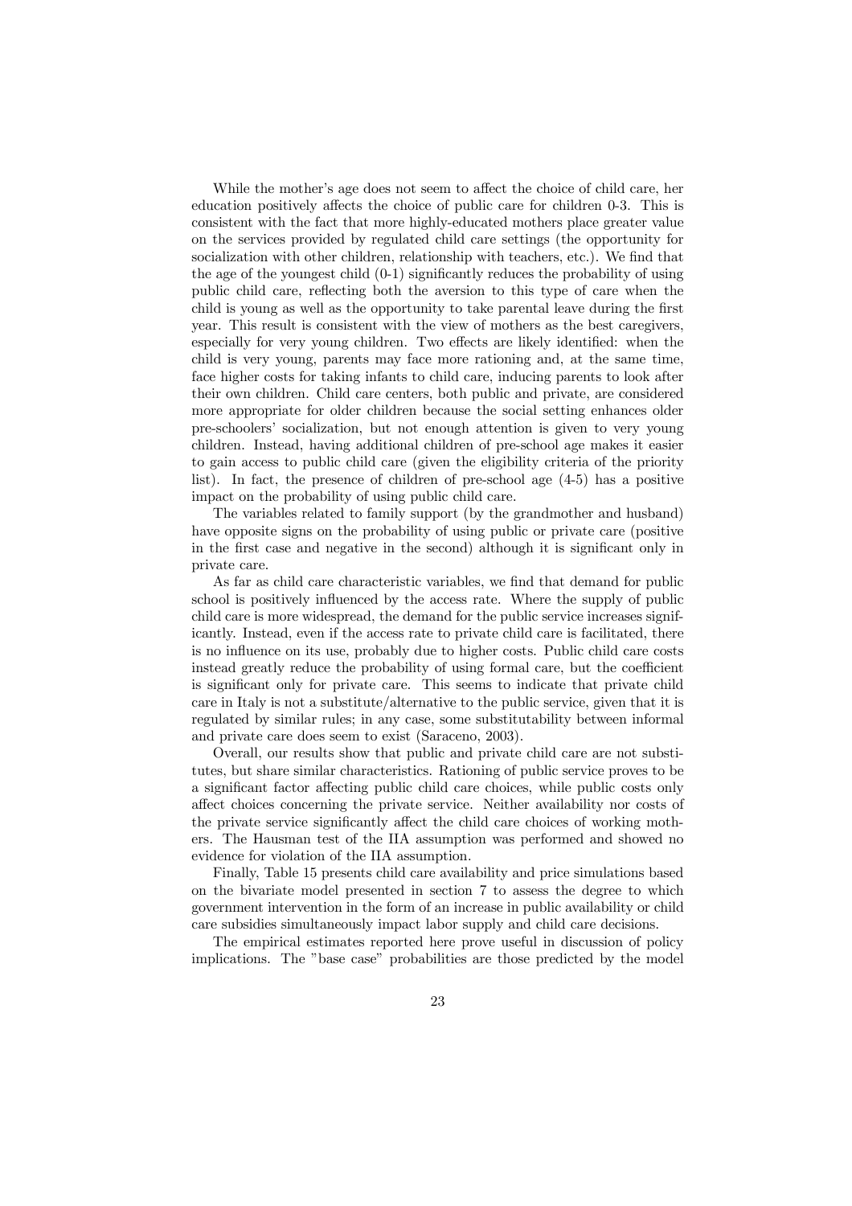While the mother's age does not seem to affect the choice of child care, her education positively affects the choice of public care for children 0-3. This is consistent with the fact that more highly-educated mothers place greater value on the services provided by regulated child care settings (the opportunity for socialization with other children, relationship with teachers, etc.). We find that the age of the youngest child (0-1) significantly reduces the probability of using public child care, reflecting both the aversion to this type of care when the child is young as well as the opportunity to take parental leave during the first year. This result is consistent with the view of mothers as the best caregivers, especially for very young children. Two effects are likely identified: when the child is very young, parents may face more rationing and, at the same time, face higher costs for taking infants to child care, inducing parents to look after their own children. Child care centers, both public and private, are considered more appropriate for older children because the social setting enhances older pre-schoolers' socialization, but not enough attention is given to very young children. Instead, having additional children of pre-school age makes it easier to gain access to public child care (given the eligibility criteria of the priority list). In fact, the presence of children of pre-school age (4-5) has a positive impact on the probability of using public child care.

The variables related to family support (by the grandmother and husband) have opposite signs on the probability of using public or private care (positive in the first case and negative in the second) although it is significant only in private care.

As far as child care characteristic variables, we find that demand for public school is positively influenced by the access rate. Where the supply of public child care is more widespread, the demand for the public service increases significantly. Instead, even if the access rate to private child care is facilitated, there is no influence on its use, probably due to higher costs. Public child care costs instead greatly reduce the probability of using formal care, but the coefficient is significant only for private care. This seems to indicate that private child care in Italy is not a substitute/alternative to the public service, given that it is regulated by similar rules; in any case, some substitutability between informal and private care does seem to exist (Saraceno, 2003).

Overall, our results show that public and private child care are not substitutes, but share similar characteristics. Rationing of public service proves to be a significant factor affecting public child care choices, while public costs only affect choices concerning the private service. Neither availability nor costs of the private service significantly affect the child care choices of working mothers. The Hausman test of the IIA assumption was performed and showed no evidence for violation of the IIA assumption.

Finally, Table 15 presents child care availability and price simulations based on the bivariate model presented in section 7 to assess the degree to which government intervention in the form of an increase in public availability or child care subsidies simultaneously impact labor supply and child care decisions.

The empirical estimates reported here prove useful in discussion of policy implications. The "base case" probabilities are those predicted by the model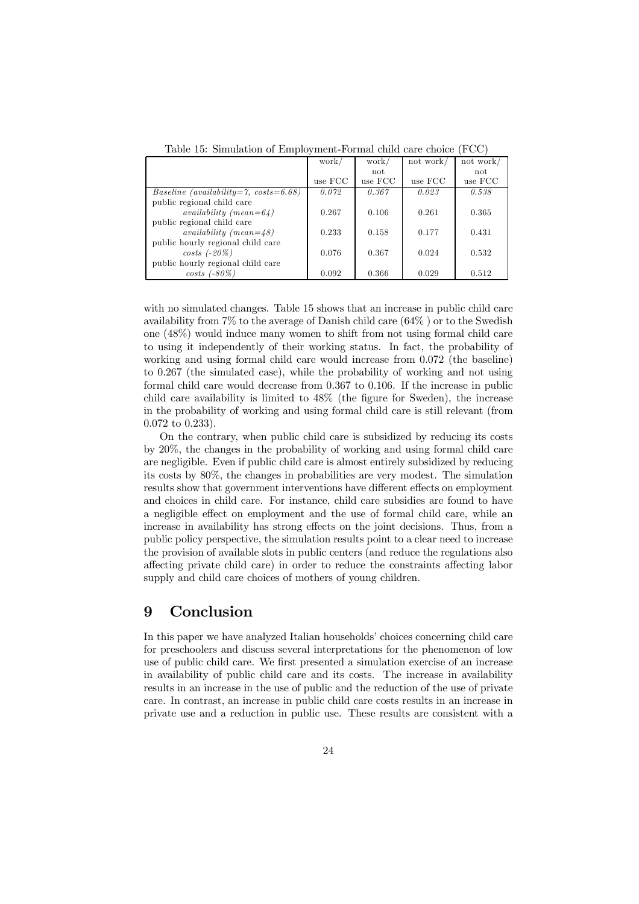Table 15: Simulation of Employment-Formal child care choice (FCC)

| | work/ use FCC | work/ not use FCC | not work/ use FCC | not work/ not use FCC |
|---|---|---|---|---|
| *Baseline (availability=7, costs=6.68)* | *0.072* | *0.367* | *0.023* | *0.538* |
| public regional child care *availability (mean=64)* | 0.267 | 0.106 | 0.261 | 0.365 |
| public regional child care *availability (mean=48)* | 0.233 | 0.158 | 0.177 | 0.431 |
| public hourly regional child care *costs (-20%)* | 0.076 | 0.367 | 0.024 | 0.532 |
| public hourly regional child care *costs (-80%)* | 0.092 | 0.366 | 0.029 | 0.512 |

with no simulated changes. Table 15 shows that an increase in public child care availability from 7% to the average of Danish child care (64% ) or to the Swedish one (48%) would induce many women to shift from not using formal child care to using it independently of their working status. In fact, the probability of working and using formal child care would increase from 0.072 (the baseline) to 0.267 (the simulated case), while the probability of working and not using formal child care would decrease from 0.367 to 0.106. If the increase in public child care availability is limited to 48% (the figure for Sweden), the increase in the probability of working and using formal child care is still relevant (from 0.072 to 0.233).

On the contrary, when public child care is subsidized by reducing its costs by 20%, the changes in the probability of working and using formal child care are negligible. Even if public child care is almost entirely subsidized by reducing its costs by 80%, the changes in probabilities are very modest. The simulation results show that government interventions have different effects on employment and choices in child care. For instance, child care subsidies are found to have a negligible effect on employment and the use of formal child care, while an increase in availability has strong effects on the joint decisions. Thus, from a public policy perspective, the simulation results point to a clear need to increase the provision of available slots in public centers (and reduce the regulations also affecting private child care) in order to reduce the constraints affecting labor supply and child care choices of mothers of young children.

# 9 Conclusion

In this paper we have analyzed Italian households' choices concerning child care for preschoolers and discuss several interpretations for the phenomenon of low use of public child care. We first presented a simulation exercise of an increase in availability of public child care and its costs. The increase in availability results in an increase in the use of public and the reduction of the use of private care. In contrast, an increase in public child care costs results in an increase in private use and a reduction in public use. These results are consistent with a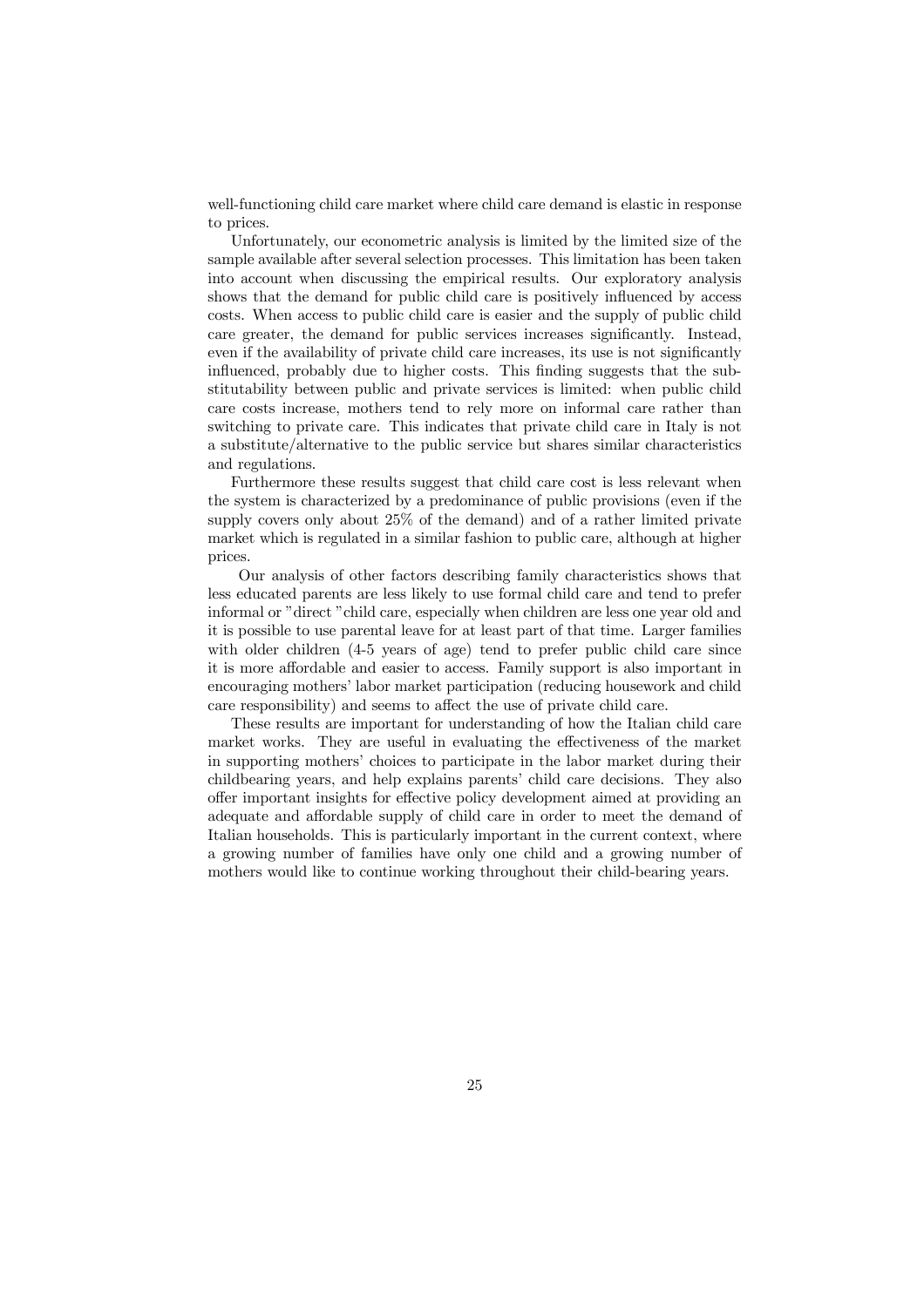well-functioning child care market where child care demand is elastic in response to prices.

Unfortunately, our econometric analysis is limited by the limited size of the sample available after several selection processes. This limitation has been taken into account when discussing the empirical results. Our exploratory analysis shows that the demand for public child care is positively influenced by access costs. When access to public child care is easier and the supply of public child care greater, the demand for public services increases significantly. Instead, even if the availability of private child care increases, its use is not significantly influenced, probably due to higher costs. This finding suggests that the substitutability between public and private services is limited: when public child care costs increase, mothers tend to rely more on informal care rather than switching to private care. This indicates that private child care in Italy is not a substitute/alternative to the public service but shares similar characteristics and regulations.

Furthermore these results suggest that child care cost is less relevant when the system is characterized by a predominance of public provisions (even if the supply covers only about 25% of the demand) and of a rather limited private market which is regulated in a similar fashion to public care, although at higher prices.

Our analysis of other factors describing family characteristics shows that less educated parents are less likely to use formal child care and tend to prefer informal or "direct "child care, especially when children are less one year old and it is possible to use parental leave for at least part of that time. Larger families with older children (4-5 years of age) tend to prefer public child care since it is more affordable and easier to access. Family support is also important in encouraging mothers' labor market participation (reducing housework and child care responsibility) and seems to affect the use of private child care.

These results are important for understanding of how the Italian child care market works. They are useful in evaluating the effectiveness of the market in supporting mothers' choices to participate in the labor market during their childbearing years, and help explains parents' child care decisions. They also offer important insights for effective policy development aimed at providing an adequate and affordable supply of child care in order to meet the demand of Italian households. This is particularly important in the current context, where a growing number of families have only one child and a growing number of mothers would like to continue working throughout their child-bearing years.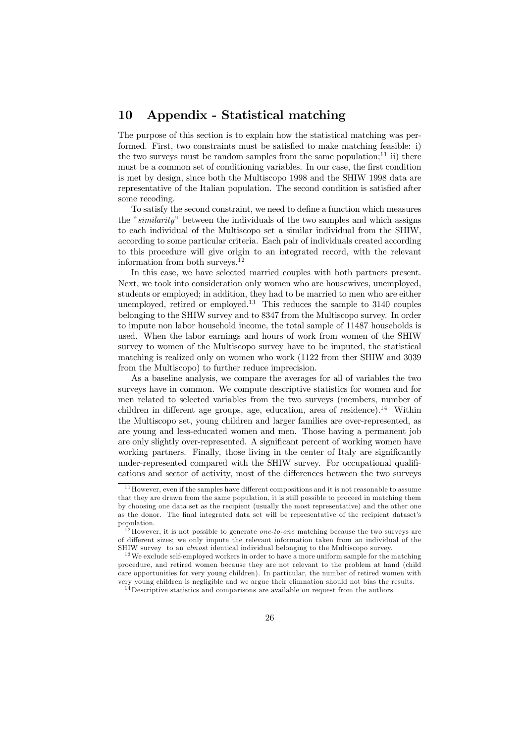# 10 Appendix - Statistical matching

The purpose of this section is to explain how the statistical matching was performed. First, two constraints must be satisfied to make matching feasible: i) the two surveys must be random samples from the same population;[11] ii) there must be a common set of conditioning variables. In our case, the first condition is met by design, since both the Multiscopo 1998 and the SHIW 1998 data are representative of the Italian population. The second condition is satisfied after some recoding.

To satisfy the second constraint, we need to define a function which measures the "*similarity*" between the individuals of the two samples and which assigns to each individual of the Multiscopo set a similar individual from the SHIW, according to some particular criteria. Each pair of individuals created according to this procedure will give origin to an integrated record, with the relevant information from both surveys.[12]

In this case, we have selected married couples with both partners present. Next, we took into consideration only women who are housewives, unemployed, students or employed; in addition, they had to be married to men who are either unemployed, retired or employed.[13] This reduces the sample to 3140 couples belonging to the SHIW survey and to 8347 from the Multiscopo survey. In order to impute non labor household income, the total sample of 11487 households is used. When the labor earnings and hours of work from women of the SHIW survey to women of the Multiscopo survey have to be imputed, the statistical matching is realized only on women who work (1122 from ther SHIW and 3039 from the Multiscopo) to further reduce imprecision.

As a baseline analysis, we compare the averages for all of variables the two surveys have in common. We compute descriptive statistics for women and for men related to selected variables from the two surveys (members, number of children in different age groups, age, education, area of residence).[14] Within the Multiscopo set, young children and larger families are over-represented, as are young and less-educated women and men. Those having a permanent job are only slightly over-represented. A significant percent of working women have working partners. Finally, those living in the center of Italy are significantly under-represented compared with the SHIW survey. For occupational qualifications and sector of activity, most of the differences between the two surveys

---

[11] However, even if the samples have different compositions and it is not reasonable to assume that they are drawn from the same population, it is still possible to proceed in matching them by choosing one data set as the recipient (usually the most representative) and the other one as the donor. The final integrated data set will be representative of the recipient dataset's population.

[12] However, it is not possible to generate *one-to-one* matching because the two surveys are of different sizes; we only impute the relevant information taken from an individual of the SHIW survey to an *almost* identical individual belonging to the Multiscopo survey.

[13] We exclude self-employed workers in order to have a more uniform sample for the matching procedure, and retired women because they are not relevant to the problem at hand (child care opportunities for very young children). In particular, the number of retired women with very young children is negligible and we argue their elimnation should not bias the results.

[14] Descriptive statistics and comparisons are available on request from the authors.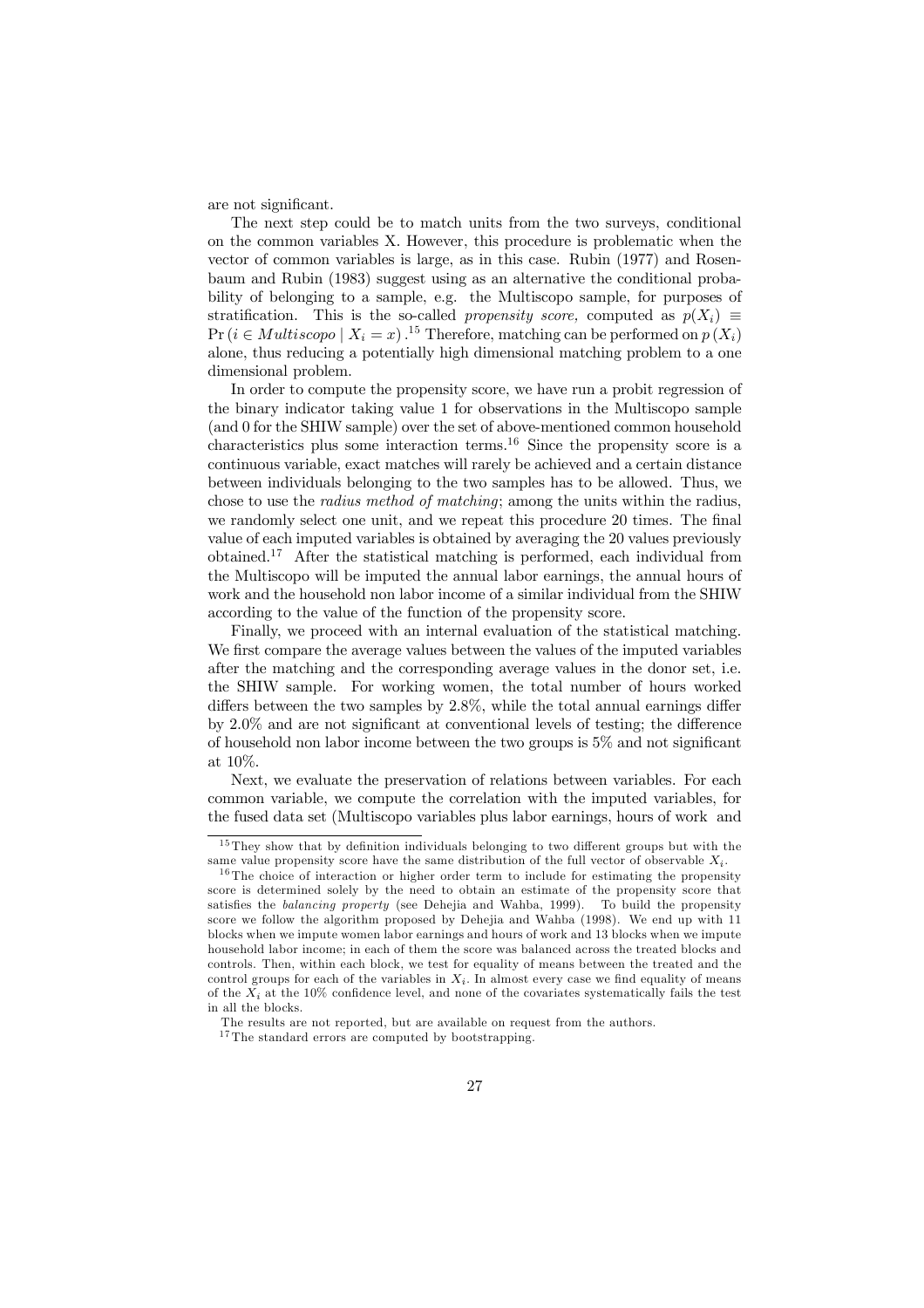are not significant.

The next step could be to match units from the two surveys, conditional on the common variables X. However, this procedure is problematic when the vector of common variables is large, as in this case. Rubin (1977) and Rosenbaum and Rubin (1983) suggest using as an alternative the conditional probability of belonging to a sample, e.g. the Multiscopo sample, for purposes of stratification. This is the so-called *propensity score,* computed as $p(X_i) \equiv \Pr(i \in Multiscopo \mid X_i = x)$.[15] Therefore, matching can be performed on $p(X_i)$ alone, thus reducing a potentially high dimensional matching problem to a one dimensional problem.

In order to compute the propensity score, we have run a probit regression of the binary indicator taking value 1 for observations in the Multiscopo sample (and 0 for the SHIW sample) over the set of above-mentioned common household characteristics plus some interaction terms.[16] Since the propensity score is a continuous variable, exact matches will rarely be achieved and a certain distance between individuals belonging to the two samples has to be allowed. Thus, we chose to use the *radius method of matching*; among the units within the radius, we randomly select one unit, and we repeat this procedure 20 times. The final value of each imputed variables is obtained by averaging the 20 values previously obtained.[17] After the statistical matching is performed, each individual from the Multiscopo will be imputed the annual labor earnings, the annual hours of work and the household non labor income of a similar individual from the SHIW according to the value of the function of the propensity score.

Finally, we proceed with an internal evaluation of the statistical matching. We first compare the average values between the values of the imputed variables after the matching and the corresponding average values in the donor set, i.e. the SHIW sample. For working women, the total number of hours worked differs between the two samples by 2.8%, while the total annual earnings differ by 2.0% and are not significant at conventional levels of testing; the difference of household non labor income between the two groups is 5% and not significant at 10%.

Next, we evaluate the preservation of relations between variables. For each common variable, we compute the correlation with the imputed variables, for the fused data set (Multiscopo variables plus labor earnings, hours of work and

---

[15] They show that by definition individuals belonging to two different groups but with the same value propensity score have the same distribution of the full vector of observable $X_i$.

[16] The choice of interaction or higher order term to include for estimating the propensity score is determined solely by the need to obtain an estimate of the propensity score that satisfies the *balancing property* (see Dehejia and Wahba, 1999). To build the propensity score we follow the algorithm proposed by Dehejia and Wahba (1998). We end up with 11 blocks when we impute women labor earnings and hours of work and 13 blocks when we impute household labor income; in each of them the score was balanced across the treated blocks and controls. Then, within each block, we test for equality of means between the treated and the control groups for each of the variables in $X_i$. In almost every case we find equality of means of the $X_i$ at the 10% confidence level, and none of the covariates systematically fails the test in all the blocks.

The results are not reported, but are available on request from the authors.

[17] The standard errors are computed by bootstrapping.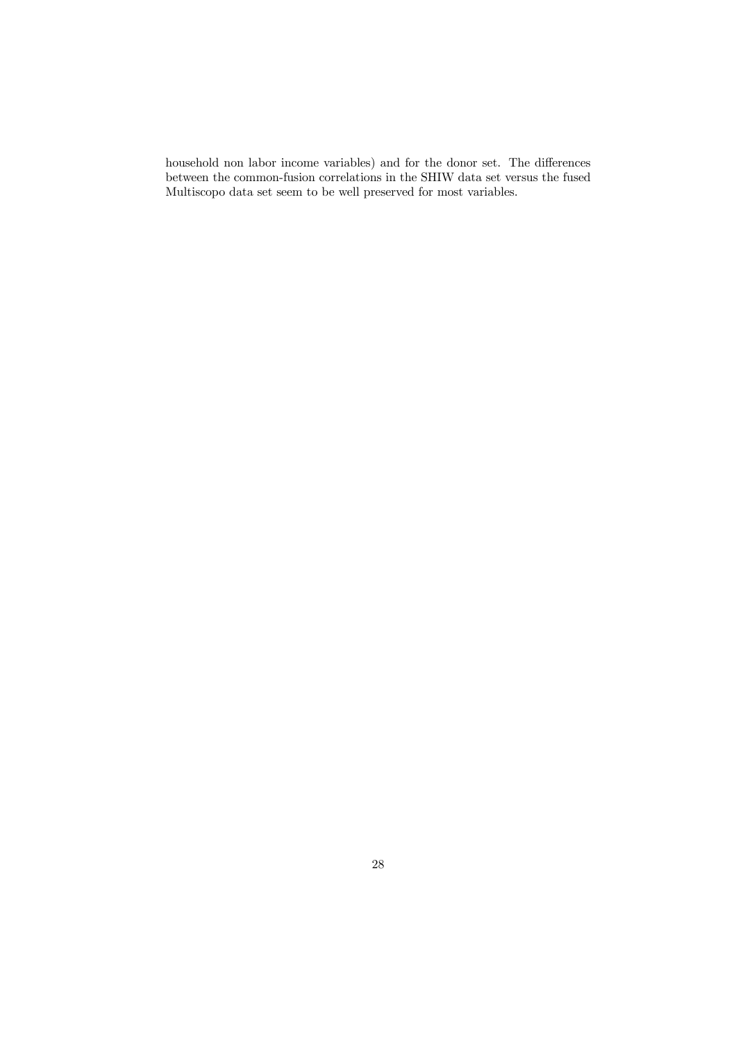household non labor income variables) and for the donor set. The differences between the common-fusion correlations in the SHIW data set versus the fused Multiscopo data set seem to be well preserved for most variables.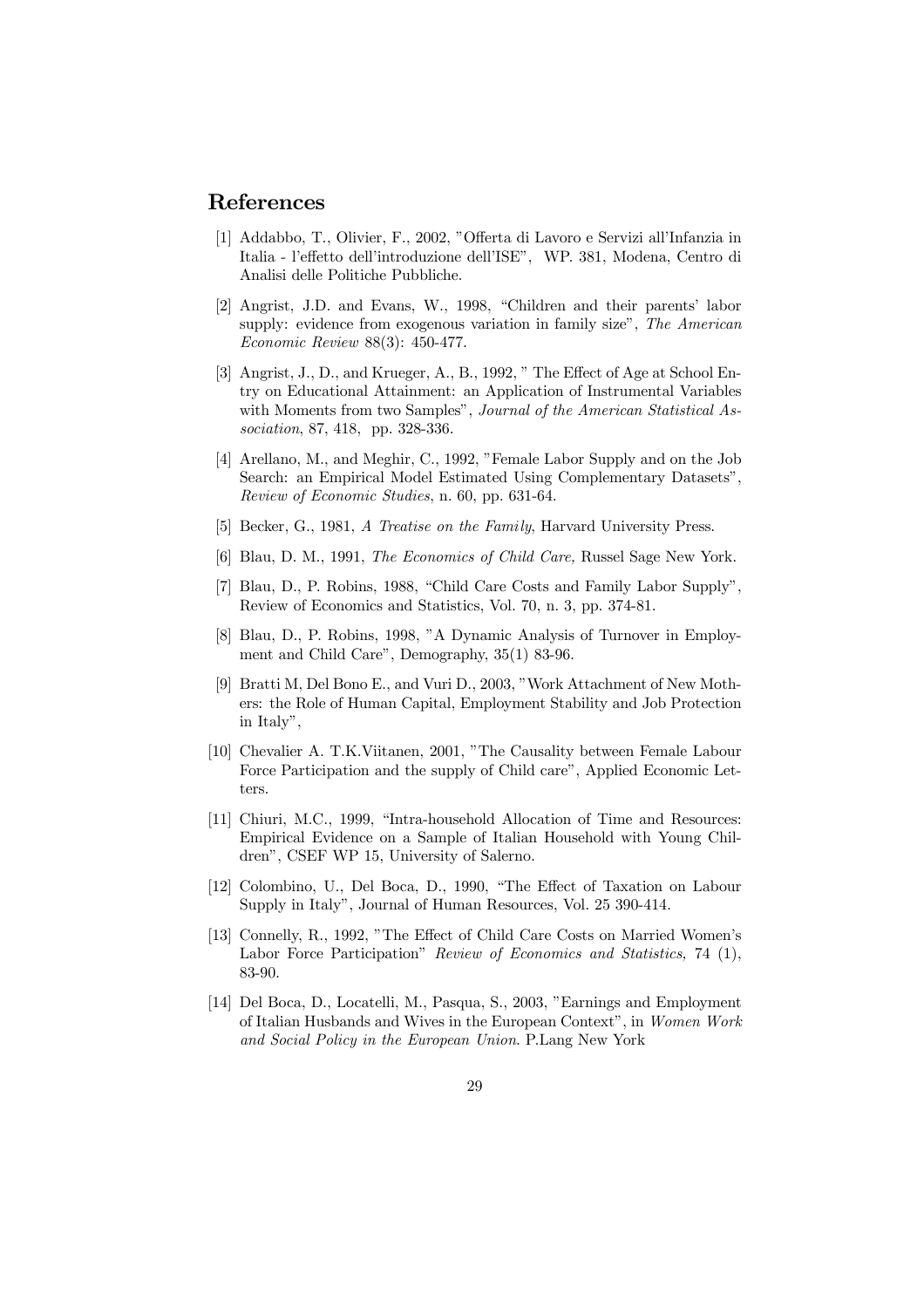## References

[1] Addabbo, T., Olivier, F., 2002, "Offerta di Lavoro e Servizi all'Infanzia in Italia - l'effetto dell'introduzione dell'ISE", WP. 381, Modena, Centro di Analisi delle Politiche Pubbliche.

[2] Angrist, J.D. and Evans, W., 1998, "Children and their parents' labor supply: evidence from exogenous variation in family size", *The American Economic Review* 88(3): 450-477.

[3] Angrist, J., D., and Krueger, A., B., 1992, " The Effect of Age at School Entry on Educational Attainment: an Application of Instrumental Variables with Moments from two Samples", *Journal of the American Statistical Association*, 87, 418, pp. 328-336.

[4] Arellano, M., and Meghir, C., 1992, "Female Labor Supply and on the Job Search: an Empirical Model Estimated Using Complementary Datasets", *Review of Economic Studies*, n. 60, pp. 631-64.

[5] Becker, G., 1981, *A Treatise on the Family*, Harvard University Press.

[6] Blau, D. M., 1991, *The Economics of Child Care,* Russel Sage New York.

[7] Blau, D., P. Robins, 1988, "Child Care Costs and Family Labor Supply", Review of Economics and Statistics, Vol. 70, n. 3, pp. 374-81.

[8] Blau, D., P. Robins, 1998, "A Dynamic Analysis of Turnover in Employment and Child Care", Demography, 35(1) 83-96.

[9] Bratti M, Del Bono E., and Vuri D., 2003, "Work Attachment of New Mothers: the Role of Human Capital, Employment Stability and Job Protection in Italy",

[10] Chevalier A. T.K.Viitanen, 2001, "The Causality between Female Labour Force Participation and the supply of Child care", Applied Economic Letters.

[11] Chiuri, M.C., 1999, "Intra-household Allocation of Time and Resources: Empirical Evidence on a Sample of Italian Household with Young Children", CSEF WP 15, University of Salerno.

[12] Colombino, U., Del Boca, D., 1990, "The Effect of Taxation on Labour Supply in Italy", Journal of Human Resources, Vol. 25 390-414.

[13] Connelly, R., 1992, "The Effect of Child Care Costs on Married Women's Labor Force Participation" *Review of Economics and Statistics,* 74 (1), 83-90.

[14] Del Boca, D., Locatelli, M., Pasqua, S., 2003, "Earnings and Employment of Italian Husbands and Wives in the European Context", in *Women Work and Social Policy in the European Union*. P.Lang New York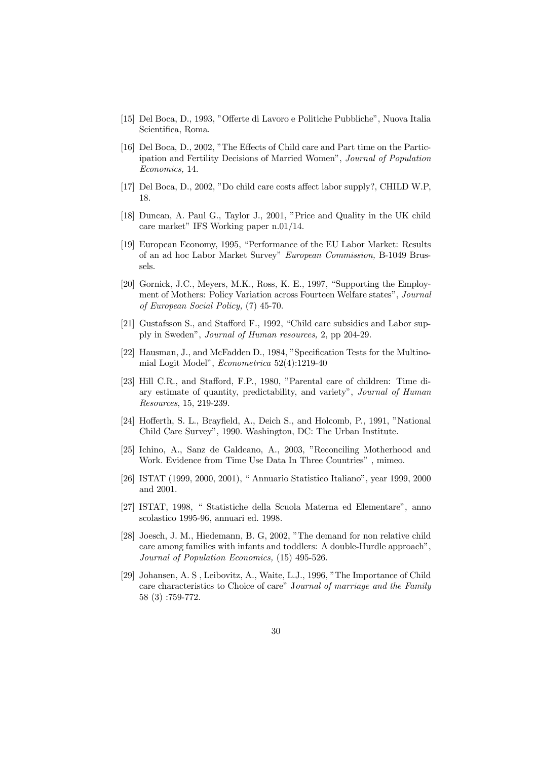[15] Del Boca, D., 1993, "Offerte di Lavoro e Politiche Pubbliche", Nuova Italia Scientifica, Roma.

[16] Del Boca, D., 2002, "The Effects of Child care and Part time on the Participation and Fertility Decisions of Married Women", *Journal of Population Economics,* 14.

[17] Del Boca, D., 2002, "Do child care costs affect labor supply?, CHILD W.P, 18.

[18] Duncan, A. Paul G., Taylor J., 2001, "Price and Quality in the UK child care market" IFS Working paper n.01/14.

[19] European Economy, 1995, "Performance of the EU Labor Market: Results of an ad hoc Labor Market Survey" *European Commission,* B-1049 Brussels.

[20] Gornick, J.C., Meyers, M.K., Ross, K. E., 1997, "Supporting the Employment of Mothers: Policy Variation across Fourteen Welfare states", *Journal of European Social Policy,* (7) 45-70.

[21] Gustafsson S., and Stafford F., 1992, "Child care subsidies and Labor supply in Sweden", *Journal of Human resources,* 2, pp 204-29.

[22] Hausman, J., and McFadden D., 1984, "Specification Tests for the Multinomial Logit Model", *Econometrica* 52(4):1219-40

[23] Hill C.R., and Stafford, F.P., 1980, "Parental care of children: Time diary estimate of quantity, predictability, and variety", *Journal of Human Resources*, 15, 219-239.

[24] Hofferth, S. L., Brayfield, A., Deich S., and Holcomb, P., 1991, "National Child Care Survey", 1990. Washington, DC: The Urban Institute.

[25] Ichino, A., Sanz de Galdeano, A., 2003, "Reconciling Motherhood and Work. Evidence from Time Use Data In Three Countries" , mimeo.

[26] ISTAT (1999, 2000, 2001), " Annuario Statistico Italiano", year 1999, 2000 and 2001.

[27] ISTAT, 1998, " Statistiche della Scuola Materna ed Elementare", anno scolastico 1995-96, annuari ed. 1998.

[28] Joesch, J. M., Hiedemann, B. G, 2002, "The demand for non relative child care among families with infants and toddlers: A double-Hurdle approach", *Journal of Population Economics,* (15) 495-526.

[29] Johansen, A. S , Leibovitz, A., Waite, L.J., 1996, "The Importance of Child care characteristics to Choice of care" J*ournal of marriage and the Family* 58 (3) :759-772.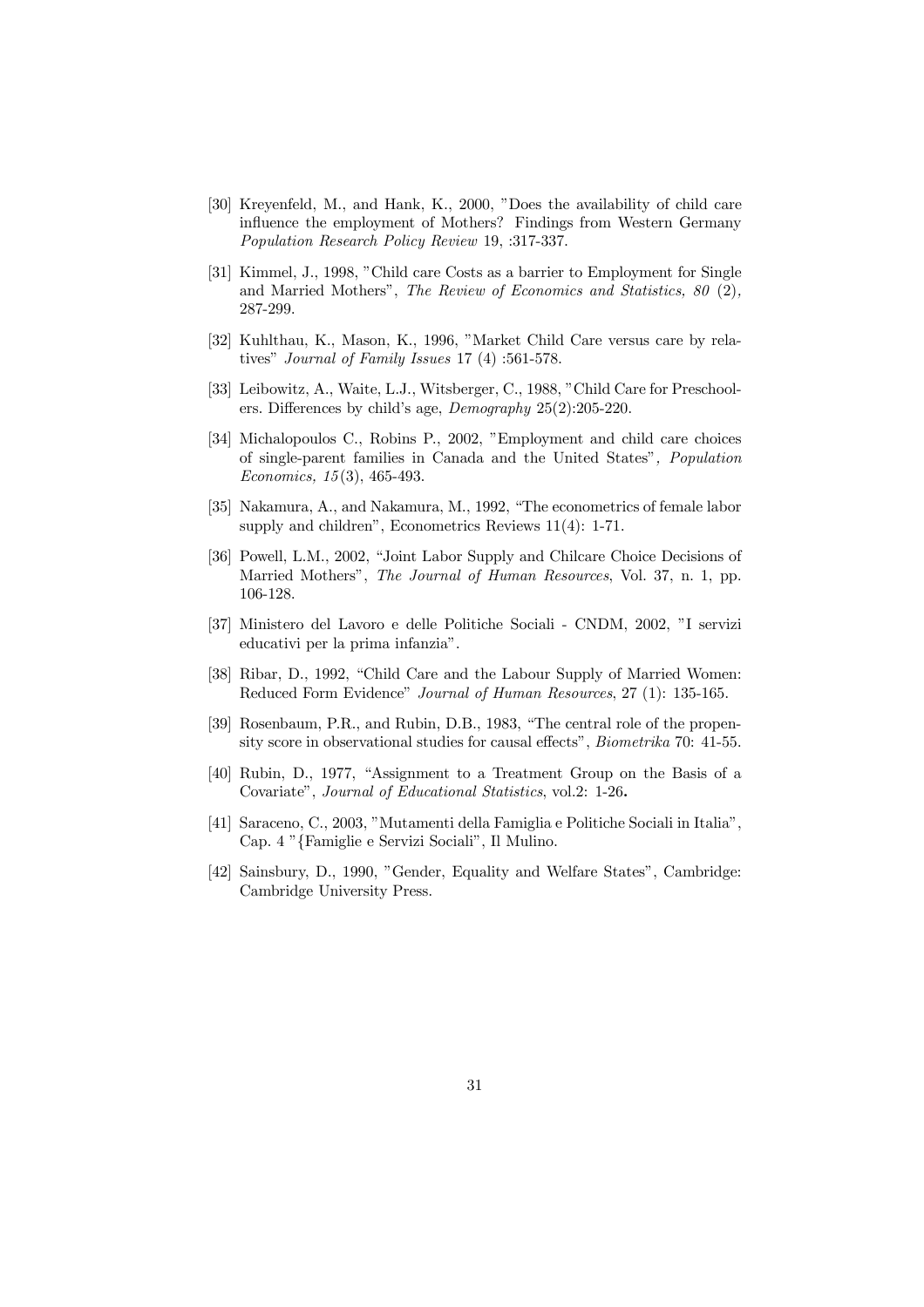[30] Kreyenfeld, M., and Hank, K., 2000, "Does the availability of child care influence the employment of Mothers? Findings from Western Germany *Population Research Policy Review* 19, :317-337.

[31] Kimmel, J., 1998, "Child care Costs as a barrier to Employment for Single and Married Mothers", *The Review of Economics and Statistics, 80* (2), 287-299.

[32] Kuhlthau, K., Mason, K., 1996, "Market Child Care versus care by relatives" *Journal of Family Issues* 17 (4) :561-578.

[33] Leibowitz, A., Waite, L.J., Witsberger, C., 1988, "Child Care for Preschoolers. Differences by child's age, *Demography* 25(2):205-220.

[34] Michalopoulos C., Robins P., 2002, "Employment and child care choices of single-parent families in Canada and the United States", *Population Economics, 15* (3), 465-493.

[35] Nakamura, A., and Nakamura, M., 1992, "The econometrics of female labor supply and children", Econometrics Reviews 11(4): 1-71.

[36] Powell, L.M., 2002, "Joint Labor Supply and Chilcare Choice Decisions of Married Mothers", *The Journal of Human Resources*, Vol. 37, n. 1, pp. 106-128.

[37] Ministero del Lavoro e delle Politiche Sociali - CNDM, 2002, "I servizi educativi per la prima infanzia".

[38] Ribar, D., 1992, "Child Care and the Labour Supply of Married Women: Reduced Form Evidence" *Journal of Human Resources*, 27 (1): 135-165.

[39] Rosenbaum, P.R., and Rubin, D.B., 1983, "The central role of the propensity score in observational studies for causal effects", *Biometrika* 70: 41-55.

[40] Rubin, D., 1977, "Assignment to a Treatment Group on the Basis of a Covariate", *Journal of Educational Statistics*, vol.2: 1-26.

[41] Saraceno, C., 2003, "Mutamenti della Famiglia e Politiche Sociali in Italia", Cap. 4 "{Famiglie e Servizi Sociali", Il Mulino.

[42] Sainsbury, D., 1990, "Gender, Equality and Welfare States", Cambridge: Cambridge University Press.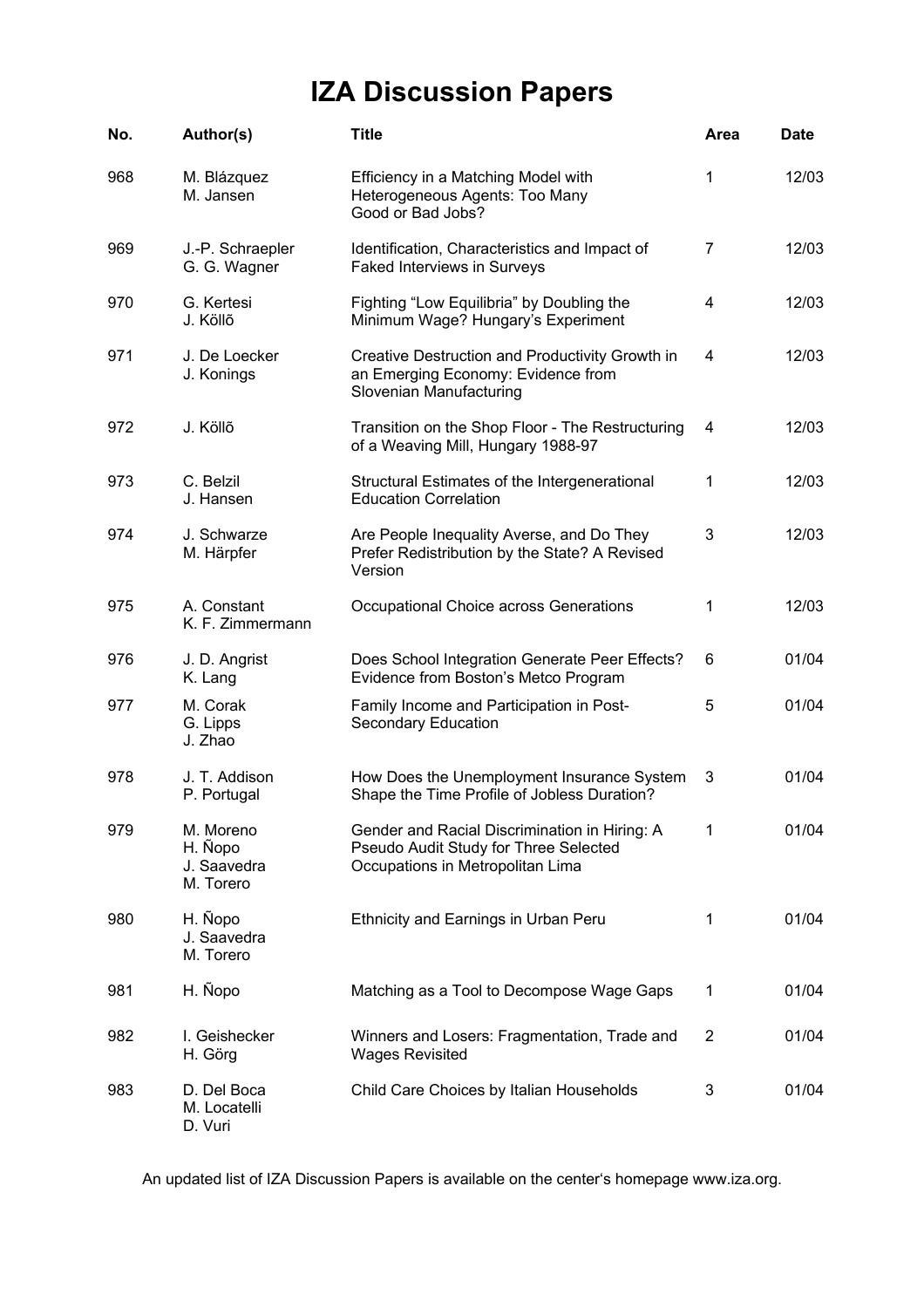# IZA Discussion Papers

| No. | Author(s) | Title | Area | Date |
|---|---|---|---|---|
| 968 | M. Blázquez<br>M. Jansen | Efficiency in a Matching Model with Heterogeneous Agents: Too Many Good or Bad Jobs? | 1 | 12/03 |
| 969 | J.-P. Schraepler<br>G. G. Wagner | Identification, Characteristics and Impact of Faked Interviews in Surveys | 7 | 12/03 |
| 970 | G. Kertesi<br>J. Köllõ | Fighting “Low Equilibria” by Doubling the Minimum Wage? Hungary’s Experiment | 4 | 12/03 |
| 971 | J. De Loecker<br>J. Konings | Creative Destruction and Productivity Growth in an Emerging Economy: Evidence from Slovenian Manufacturing | 4 | 12/03 |
| 972 | J. Köllõ | Transition on the Shop Floor - The Restructuring of a Weaving Mill, Hungary 1988-97 | 4 | 12/03 |
| 973 | C. Belzil<br>J. Hansen | Structural Estimates of the Intergenerational Education Correlation | 1 | 12/03 |
| 974 | J. Schwarze<br>M. Härpfer | Are People Inequality Averse, and Do They Prefer Redistribution by the State? A Revised Version | 3 | 12/03 |
| 975 | A. Constant<br>K. F. Zimmermann | Occupational Choice across Generations | 1 | 12/03 |
| 976 | J. D. Angrist<br>K. Lang | Does School Integration Generate Peer Effects? Evidence from Boston’s Metco Program | 6 | 01/04 |
| 977 | M. Corak<br>G. Lipps<br>J. Zhao | Family Income and Participation in Post-Secondary Education | 5 | 01/04 |
| 978 | J. T. Addison<br>P. Portugal | How Does the Unemployment Insurance System Shape the Time Profile of Jobless Duration? | 3 | 01/04 |
| 979 | M. Moreno<br>H. Ñopo<br>J. Saavedra<br>M. Torero | Gender and Racial Discrimination in Hiring: A Pseudo Audit Study for Three Selected Occupations in Metropolitan Lima | 1 | 01/04 |
| 980 | H. Ñopo<br>J. Saavedra<br>M. Torero | Ethnicity and Earnings in Urban Peru | 1 | 01/04 |
| 981 | H. Ñopo | Matching as a Tool to Decompose Wage Gaps | 1 | 01/04 |
| 982 | I. Geishecker<br>H. Görg | Winners and Losers: Fragmentation, Trade and Wages Revisited | 2 | 01/04 |
| 983 | D. Del Boca<br>M. Locatelli<br>D. Vuri | Child Care Choices by Italian Households | 3 | 01/04 |

An updated list of IZA Discussion Papers is available on the center‘s homepage www.iza.org.